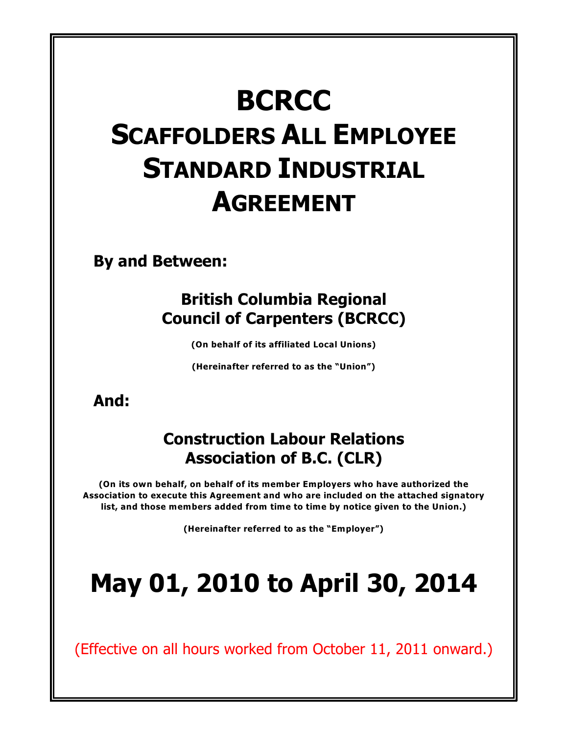# BCRCC SCAFFOLDERS ALL EMPLOYEE STANDARD INDUSTRIAL AGREEMENT

**By and Between:**

**British Columbia Regional Council of Carpenters (BCRCC)**

**(On behalf of its affiliated Local Unions)**

**(Hereinafter referred to as the "Union")**

**And:**

**Construction Labour Relations Association of B.C. (CLR)**

**(On its own behalf, on behalf of its member Employers who have authorized the Association to execute this Agreement and who are included on the attached signatory list, and those members added from time to time by notice given to the Union.)**

**(Hereinafter referred to as the "Employer")**

# May 01, 2010 to April 30, 2014

(Effective on all hours worked from October 11, 2011 onward.)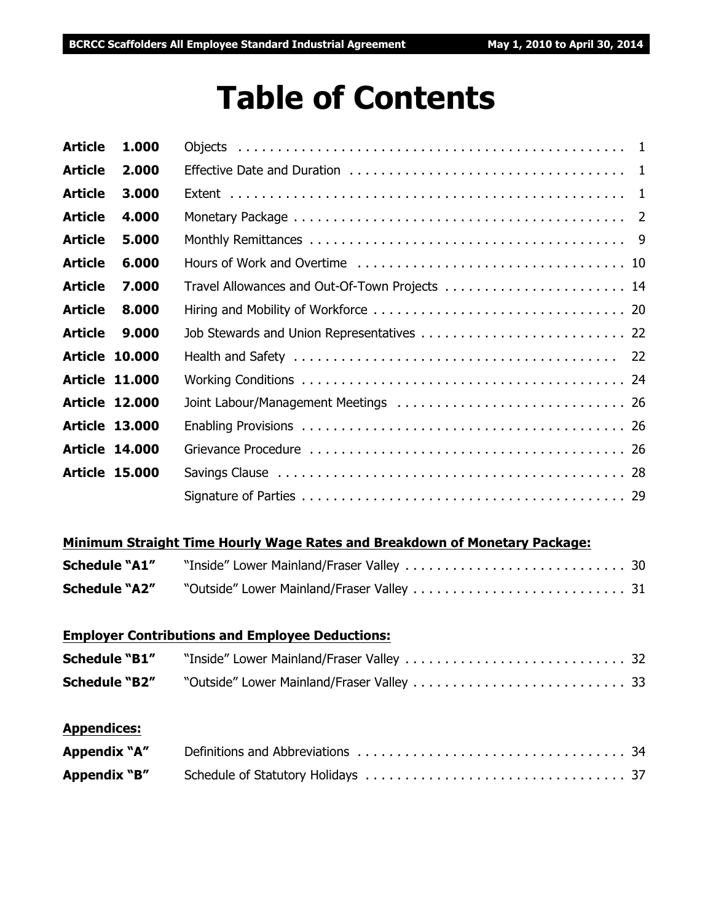# Table of Contents

| | | |
|---|---|---|
| **Article 1.000** | Objects | 1 |
| **Article 2.000** | Effective Date and Duration | 1 |
| **Article 3.000** | Extent | 1 |
| **Article 4.000** | Monetary Package | 2 |
| **Article 5.000** | Monthly Remittances | 9 |
| **Article 6.000** | Hours of Work and Overtime | 10 |
| **Article 7.000** | Travel Allowances and Out-Of-Town Projects | 14 |
| **Article 8.000** | Hiring and Mobility of Workforce | 20 |
| **Article 9.000** | Job Stewards and Union Representatives | 22 |
| **Article 10.000** | Health and Safety | 22 |
| **Article 11.000** | Working Conditions | 24 |
| **Article 12.000** | Joint Labour/Management Meetings | 26 |
| **Article 13.000** | Enabling Provisions | 26 |
| **Article 14.000** | Grievance Procedure | 26 |
| **Article 15.000** | Savings Clause | 28 |
| | Signature of Parties | 29 |

**Minimum Straight Time Hourly Wage Rates and Breakdown of Monetary Package:**

| | | |
|---|---|---|
| **Schedule "A1"** | "Inside" Lower Mainland/Fraser Valley | 30 |
| **Schedule "A2"** | "Outside" Lower Mainland/Fraser Valley | 31 |

**Employer Contributions and Employee Deductions:**

| | | |
|---|---|---|
| **Schedule "B1"** | "Inside" Lower Mainland/Fraser Valley | 32 |
| **Schedule "B2"** | "Outside" Lower Mainland/Fraser Valley | 33 |

**Appendices:**

| | | |
|---|---|---|
| **Appendix "A"** | Definitions and Abbreviations | 34 |
| **Appendix "B"** | Schedule of Statutory Holidays | 37 |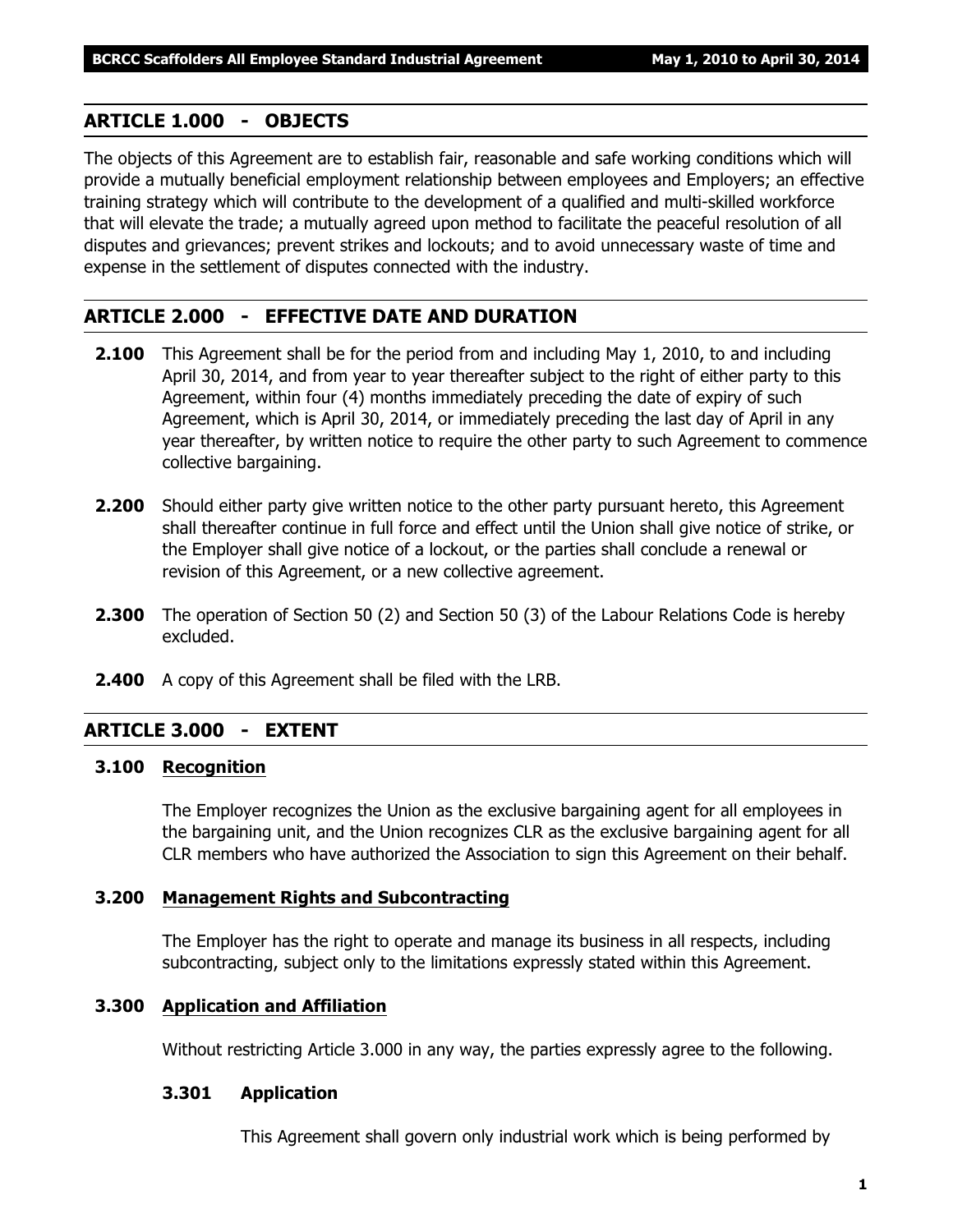## ARTICLE 1.000 - OBJECTS

The objects of this Agreement are to establish fair, reasonable and safe working conditions which will provide a mutually beneficial employment relationship between employees and Employers; an effective training strategy which will contribute to the development of a qualified and multi-skilled workforce that will elevate the trade; a mutually agreed upon method to facilitate the peaceful resolution of all disputes and grievances; prevent strikes and lockouts; and to avoid unnecessary waste of time and expense in the settlement of disputes connected with the industry.

## ARTICLE 2.000 - EFFECTIVE DATE AND DURATION

**2.100** This Agreement shall be for the period from and including May 1, 2010, to and including April 30, 2014, and from year to year thereafter subject to the right of either party to this Agreement, within four (4) months immediately preceding the date of expiry of such Agreement, which is April 30, 2014, or immediately preceding the last day of April in any year thereafter, by written notice to require the other party to such Agreement to commence collective bargaining.

**2.200** Should either party give written notice to the other party pursuant hereto, this Agreement shall thereafter continue in full force and effect until the Union shall give notice of strike, or the Employer shall give notice of a lockout, or the parties shall conclude a renewal or revision of this Agreement, or a new collective agreement.

**2.300** The operation of Section 50 (2) and Section 50 (3) of the Labour Relations Code is hereby excluded.

**2.400** A copy of this Agreement shall be filed with the LRB.

## ARTICLE 3.000 - EXTENT

### 3.100 Recognition

The Employer recognizes the Union as the exclusive bargaining agent for all employees in the bargaining unit, and the Union recognizes CLR as the exclusive bargaining agent for all CLR members who have authorized the Association to sign this Agreement on their behalf.

### 3.200 Management Rights and Subcontracting

The Employer has the right to operate and manage its business in all respects, including subcontracting, subject only to the limitations expressly stated within this Agreement.

### 3.300 Application and Affiliation

Without restricting Article 3.000 in any way, the parties expressly agree to the following.

#### 3.301 Application

This Agreement shall govern only industrial work which is being performed by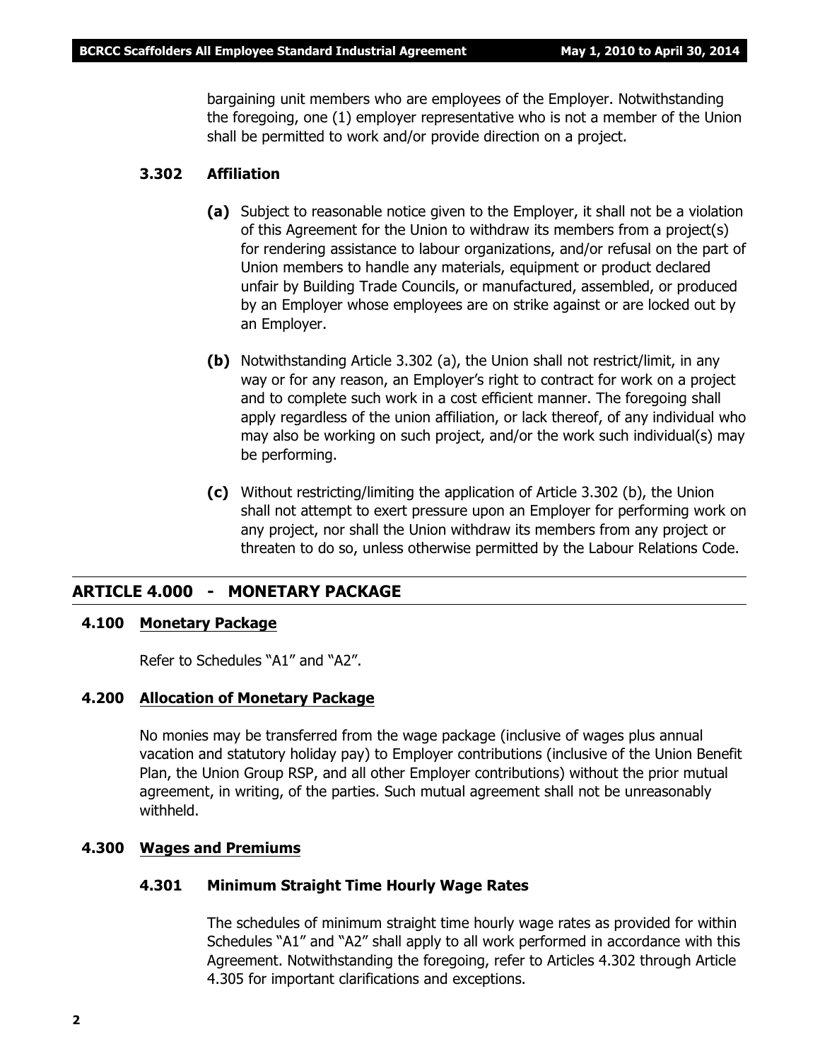bargaining unit members who are employees of the Employer. Notwithstanding the foregoing, one (1) employer representative who is not a member of the Union shall be permitted to work and/or provide direction on a project.

### 3.302 Affiliation

**(a)** Subject to reasonable notice given to the Employer, it shall not be a violation of this Agreement for the Union to withdraw its members from a project(s) for rendering assistance to labour organizations, and/or refusal on the part of Union members to handle any materials, equipment or product declared unfair by Building Trade Councils, or manufactured, assembled, or produced by an Employer whose employees are on strike against or are locked out by an Employer.

**(b)** Notwithstanding Article 3.302 (a), the Union shall not restrict/limit, in any way or for any reason, an Employer's right to contract for work on a project and to complete such work in a cost efficient manner. The foregoing shall apply regardless of the union affiliation, or lack thereof, of any individual who may also be working on such project, and/or the work such individual(s) may be performing.

**(c)** Without restricting/limiting the application of Article 3.302 (b), the Union shall not attempt to exert pressure upon an Employer for performing work on any project, nor shall the Union withdraw its members from any project or threaten to do so, unless otherwise permitted by the Labour Relations Code.

## ARTICLE 4.000 - MONETARY PACKAGE

### 4.100 Monetary Package

Refer to Schedules "A1" and "A2".

### 4.200 Allocation of Monetary Package

No monies may be transferred from the wage package (inclusive of wages plus annual vacation and statutory holiday pay) to Employer contributions (inclusive of the Union Benefit Plan, the Union Group RSP, and all other Employer contributions) without the prior mutual agreement, in writing, of the parties. Such mutual agreement shall not be unreasonably withheld.

### 4.300 Wages and Premiums

#### 4.301 Minimum Straight Time Hourly Wage Rates

The schedules of minimum straight time hourly wage rates as provided for within Schedules "A1" and "A2" shall apply to all work performed in accordance with this Agreement. Notwithstanding the foregoing, refer to Articles 4.302 through Article 4.305 for important clarifications and exceptions.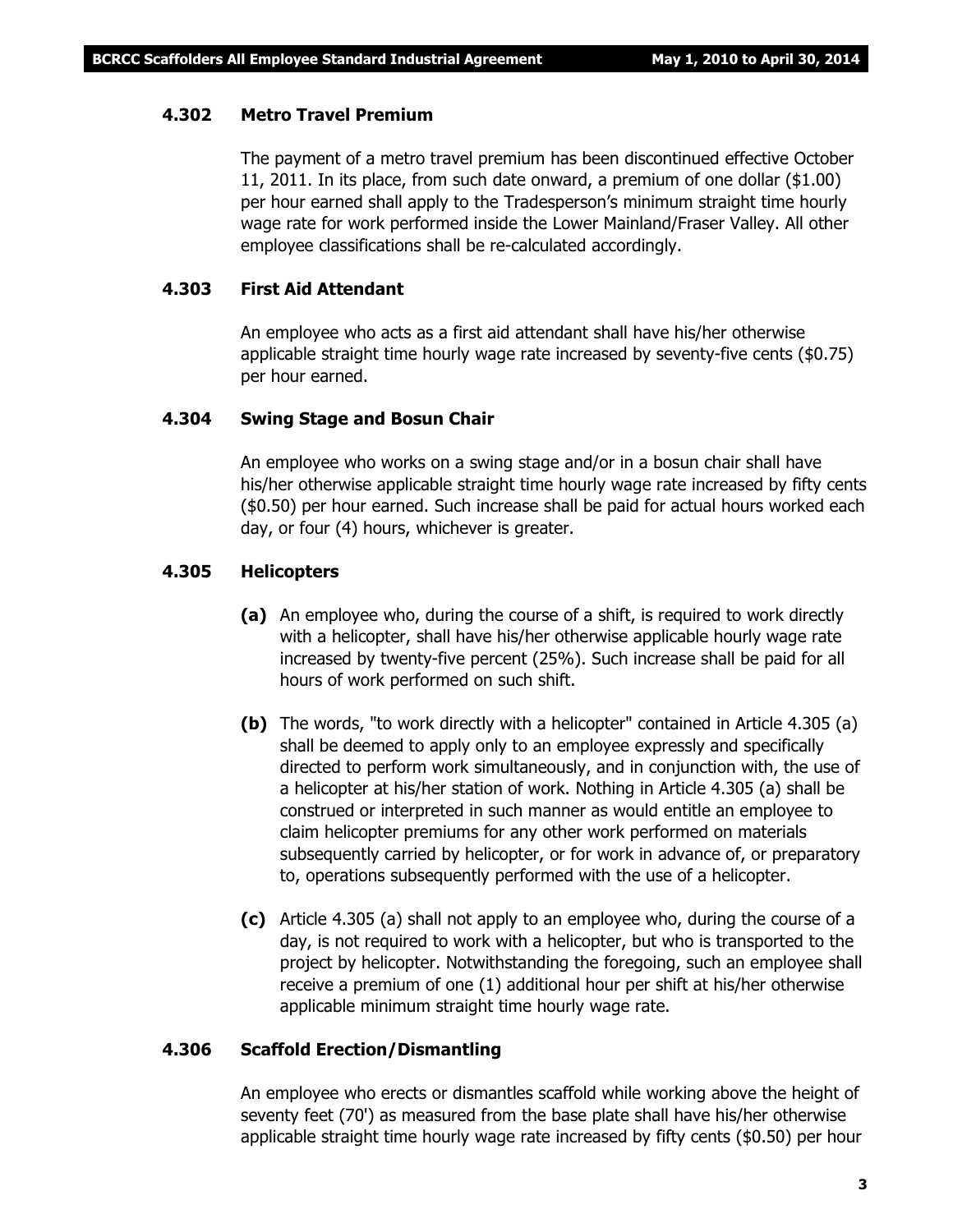#### 4.302 Metro Travel Premium

The payment of a metro travel premium has been discontinued effective October 11, 2011. In its place, from such date onward, a premium of one dollar ($1.00) per hour earned shall apply to the Tradesperson's minimum straight time hourly wage rate for work performed inside the Lower Mainland/Fraser Valley. All other employee classifications shall be re-calculated accordingly.

#### 4.303 First Aid Attendant

An employee who acts as a first aid attendant shall have his/her otherwise applicable straight time hourly wage rate increased by seventy-five cents ($0.75) per hour earned.

#### 4.304 Swing Stage and Bosun Chair

An employee who works on a swing stage and/or in a bosun chair shall have his/her otherwise applicable straight time hourly wage rate increased by fifty cents ($0.50) per hour earned. Such increase shall be paid for actual hours worked each day, or four (4) hours, whichever is greater.

#### 4.305 Helicopters

**(a)** An employee who, during the course of a shift, is required to work directly with a helicopter, shall have his/her otherwise applicable hourly wage rate increased by twenty-five percent (25%). Such increase shall be paid for all hours of work performed on such shift.

**(b)** The words, "to work directly with a helicopter" contained in Article 4.305 (a) shall be deemed to apply only to an employee expressly and specifically directed to perform work simultaneously, and in conjunction with, the use of a helicopter at his/her station of work. Nothing in Article 4.305 (a) shall be construed or interpreted in such manner as would entitle an employee to claim helicopter premiums for any other work performed on materials subsequently carried by helicopter, or for work in advance of, or preparatory to, operations subsequently performed with the use of a helicopter.

**(c)** Article 4.305 (a) shall not apply to an employee who, during the course of a day, is not required to work with a helicopter, but who is transported to the project by helicopter. Notwithstanding the foregoing, such an employee shall receive a premium of one (1) additional hour per shift at his/her otherwise applicable minimum straight time hourly wage rate.

#### 4.306 Scaffold Erection/Dismantling

An employee who erects or dismantles scaffold while working above the height of seventy feet (70') as measured from the base plate shall have his/her otherwise applicable straight time hourly wage rate increased by fifty cents ($0.50) per hour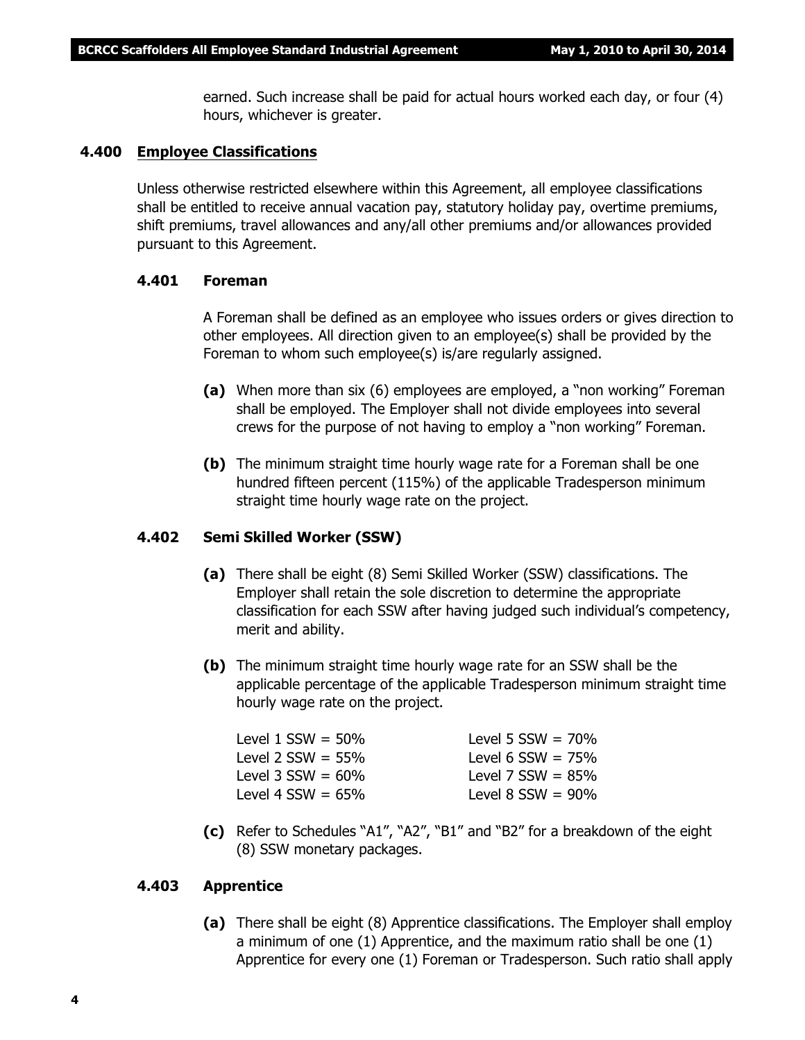earned. Such increase shall be paid for actual hours worked each day, or four (4) hours, whichever is greater.

## 4.400 Employee Classifications

Unless otherwise restricted elsewhere within this Agreement, all employee classifications shall be entitled to receive annual vacation pay, statutory holiday pay, overtime premiums, shift premiums, travel allowances and any/all other premiums and/or allowances provided pursuant to this Agreement.

### 4.401 Foreman

A Foreman shall be defined as an employee who issues orders or gives direction to other employees. All direction given to an employee(s) shall be provided by the Foreman to whom such employee(s) is/are regularly assigned.

**(a)** When more than six (6) employees are employed, a "non working" Foreman shall be employed. The Employer shall not divide employees into several crews for the purpose of not having to employ a "non working" Foreman.

**(b)** The minimum straight time hourly wage rate for a Foreman shall be one hundred fifteen percent (115%) of the applicable Tradesperson minimum straight time hourly wage rate on the project.

### 4.402 Semi Skilled Worker (SSW)

**(a)** There shall be eight (8) Semi Skilled Worker (SSW) classifications. The Employer shall retain the sole discretion to determine the appropriate classification for each SSW after having judged such individual's competency, merit and ability.

**(b)** The minimum straight time hourly wage rate for an SSW shall be the applicable percentage of the applicable Tradesperson minimum straight time hourly wage rate on the project.

| | |
|---|---|
| Level 1 SSW = 50% | Level 5 SSW = 70% |
| Level 2 SSW = 55% | Level 6 SSW = 75% |
| Level 3 SSW = 60% | Level 7 SSW = 85% |
| Level 4 SSW = 65% | Level 8 SSW = 90% |

**(c)** Refer to Schedules "A1", "A2", "B1" and "B2" for a breakdown of the eight (8) SSW monetary packages.

### 4.403 Apprentice

**(a)** There shall be eight (8) Apprentice classifications. The Employer shall employ a minimum of one (1) Apprentice, and the maximum ratio shall be one (1) Apprentice for every one (1) Foreman or Tradesperson. Such ratio shall apply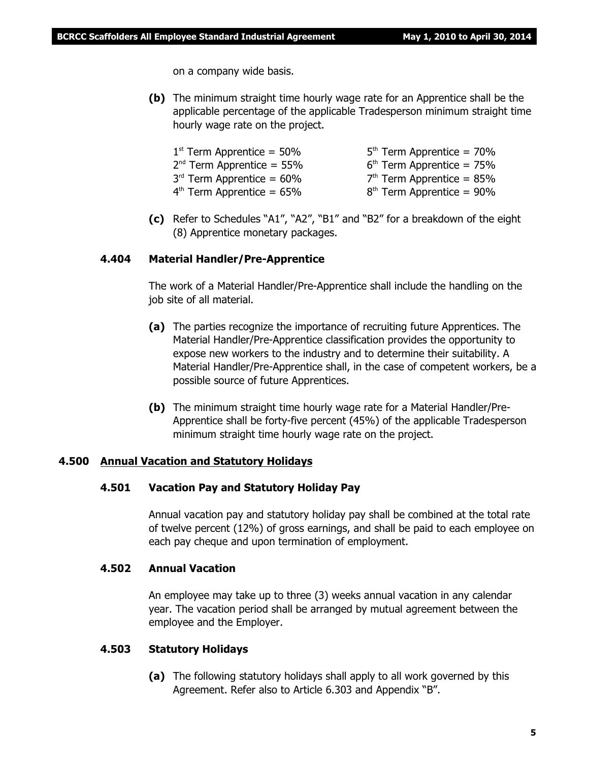on a company wide basis.

**(b)** The minimum straight time hourly wage rate for an Apprentice shall be the applicable percentage of the applicable Tradesperson minimum straight time hourly wage rate on the project.

| | |
|---|---|
| 1st Term Apprentice = 50% | 5th Term Apprentice = 70% |
| 2nd Term Apprentice = 55% | 6th Term Apprentice = 75% |
| 3rd Term Apprentice = 60% | 7th Term Apprentice = 85% |
| 4th Term Apprentice = 65% | 8th Term Apprentice = 90% |

**(c)** Refer to Schedules "A1", "A2", "B1" and "B2" for a breakdown of the eight (8) Apprentice monetary packages.

### 4.404 Material Handler/Pre-Apprentice

The work of a Material Handler/Pre-Apprentice shall include the handling on the job site of all material.

**(a)** The parties recognize the importance of recruiting future Apprentices. The Material Handler/Pre-Apprentice classification provides the opportunity to expose new workers to the industry and to determine their suitability. A Material Handler/Pre-Apprentice shall, in the case of competent workers, be a possible source of future Apprentices.

**(b)** The minimum straight time hourly wage rate for a Material Handler/Pre-Apprentice shall be forty-five percent (45%) of the applicable Tradesperson minimum straight time hourly wage rate on the project.

## 4.500 Annual Vacation and Statutory Holidays

### 4.501 Vacation Pay and Statutory Holiday Pay

Annual vacation pay and statutory holiday pay shall be combined at the total rate of twelve percent (12%) of gross earnings, and shall be paid to each employee on each pay cheque and upon termination of employment.

### 4.502 Annual Vacation

An employee may take up to three (3) weeks annual vacation in any calendar year. The vacation period shall be arranged by mutual agreement between the employee and the Employer.

### 4.503 Statutory Holidays

**(a)** The following statutory holidays shall apply to all work governed by this Agreement. Refer also to Article 6.303 and Appendix "B".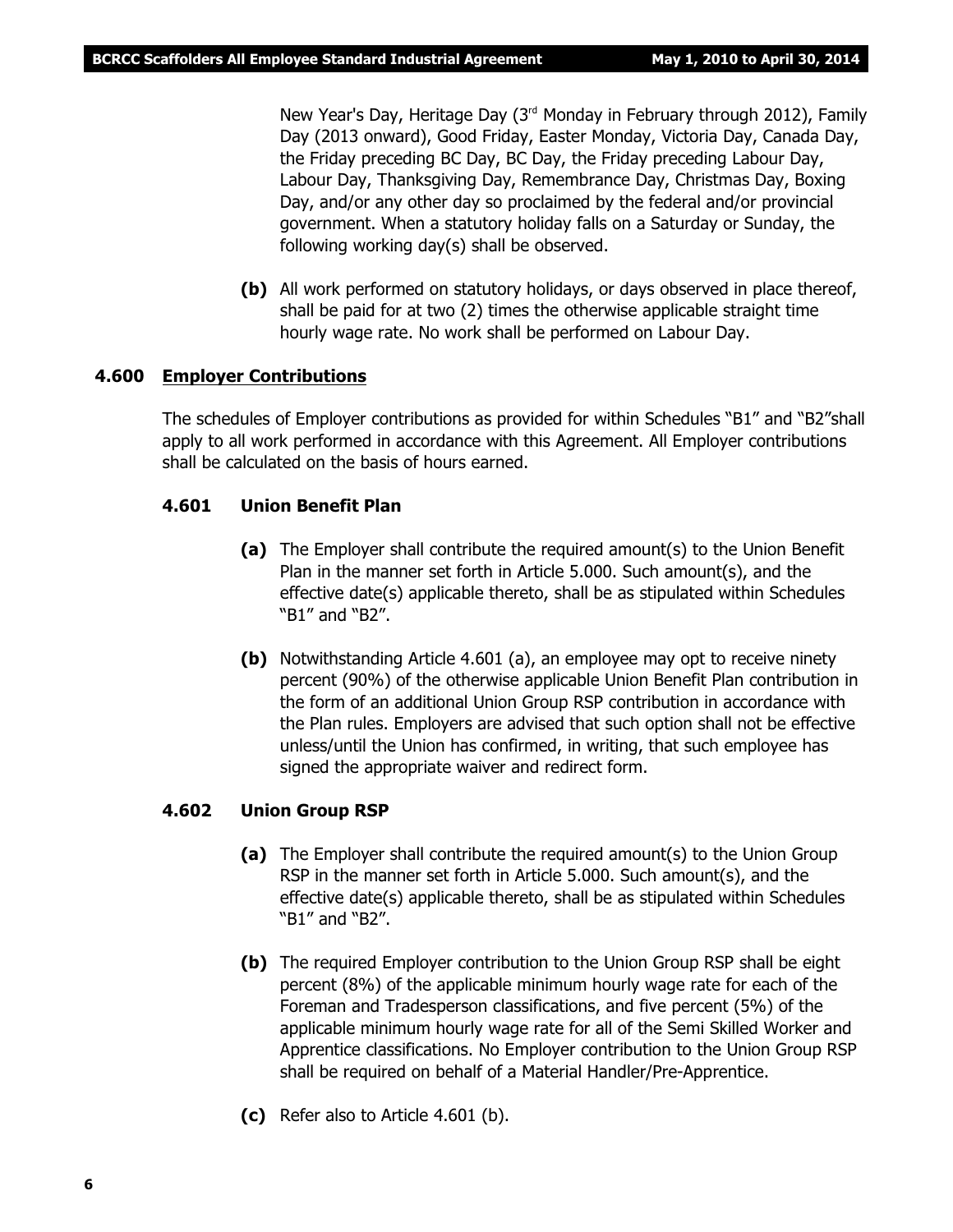New Year's Day, Heritage Day (3rd Monday in February through 2012), Family Day (2013 onward), Good Friday, Easter Monday, Victoria Day, Canada Day, the Friday preceding BC Day, BC Day, the Friday preceding Labour Day, Labour Day, Thanksgiving Day, Remembrance Day, Christmas Day, Boxing Day, and/or any other day so proclaimed by the federal and/or provincial government. When a statutory holiday falls on a Saturday or Sunday, the following working day(s) shall be observed.

**(b)** All work performed on statutory holidays, or days observed in place thereof, shall be paid for at two (2) times the otherwise applicable straight time hourly wage rate. No work shall be performed on Labour Day.

### 4.600 Employer Contributions

The schedules of Employer contributions as provided for within Schedules "B1" and "B2"shall apply to all work performed in accordance with this Agreement. All Employer contributions shall be calculated on the basis of hours earned.

#### 4.601 Union Benefit Plan

**(a)** The Employer shall contribute the required amount(s) to the Union Benefit Plan in the manner set forth in Article 5.000. Such amount(s), and the effective date(s) applicable thereto, shall be as stipulated within Schedules "B1" and "B2".

**(b)** Notwithstanding Article 4.601 (a), an employee may opt to receive ninety percent (90%) of the otherwise applicable Union Benefit Plan contribution in the form of an additional Union Group RSP contribution in accordance with the Plan rules. Employers are advised that such option shall not be effective unless/until the Union has confirmed, in writing, that such employee has signed the appropriate waiver and redirect form.

#### 4.602 Union Group RSP

**(a)** The Employer shall contribute the required amount(s) to the Union Group RSP in the manner set forth in Article 5.000. Such amount(s), and the effective date(s) applicable thereto, shall be as stipulated within Schedules "B1" and "B2".

**(b)** The required Employer contribution to the Union Group RSP shall be eight percent (8%) of the applicable minimum hourly wage rate for each of the Foreman and Tradesperson classifications, and five percent (5%) of the applicable minimum hourly wage rate for all of the Semi Skilled Worker and Apprentice classifications. No Employer contribution to the Union Group RSP shall be required on behalf of a Material Handler/Pre-Apprentice.

**(c)** Refer also to Article 4.601 (b).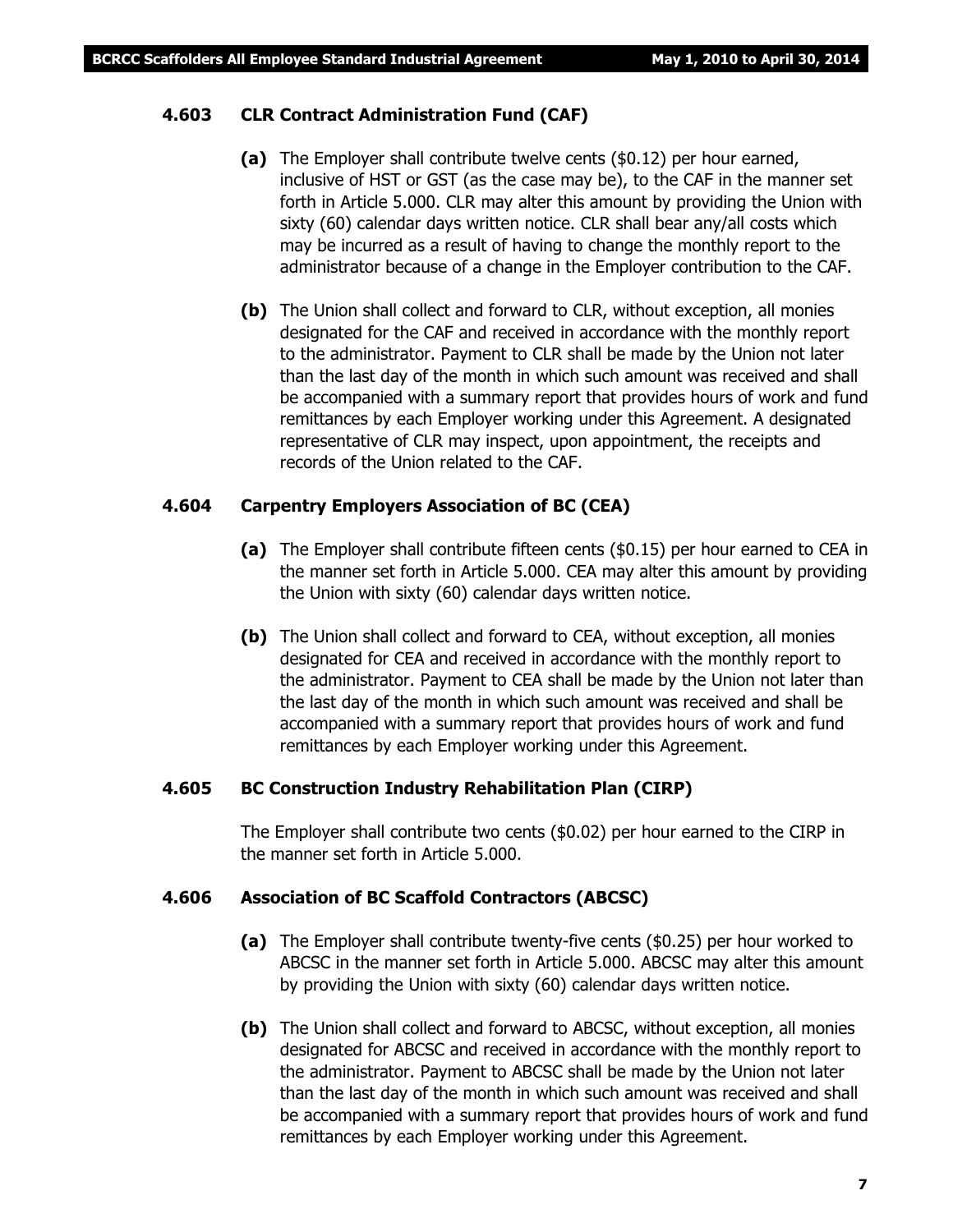### 4.603 CLR Contract Administration Fund (CAF)

**(a)** The Employer shall contribute twelve cents ($0.12) per hour earned, inclusive of HST or GST (as the case may be), to the CAF in the manner set forth in Article 5.000. CLR may alter this amount by providing the Union with sixty (60) calendar days written notice. CLR shall bear any/all costs which may be incurred as a result of having to change the monthly report to the administrator because of a change in the Employer contribution to the CAF.

**(b)** The Union shall collect and forward to CLR, without exception, all monies designated for the CAF and received in accordance with the monthly report to the administrator. Payment to CLR shall be made by the Union not later than the last day of the month in which such amount was received and shall be accompanied with a summary report that provides hours of work and fund remittances by each Employer working under this Agreement. A designated representative of CLR may inspect, upon appointment, the receipts and records of the Union related to the CAF.

### 4.604 Carpentry Employers Association of BC (CEA)

**(a)** The Employer shall contribute fifteen cents ($0.15) per hour earned to CEA in the manner set forth in Article 5.000. CEA may alter this amount by providing the Union with sixty (60) calendar days written notice.

**(b)** The Union shall collect and forward to CEA, without exception, all monies designated for CEA and received in accordance with the monthly report to the administrator. Payment to CEA shall be made by the Union not later than the last day of the month in which such amount was received and shall be accompanied with a summary report that provides hours of work and fund remittances by each Employer working under this Agreement.

### 4.605 BC Construction Industry Rehabilitation Plan (CIRP)

The Employer shall contribute two cents ($0.02) per hour earned to the CIRP in the manner set forth in Article 5.000.

### 4.606 Association of BC Scaffold Contractors (ABCSC)

**(a)** The Employer shall contribute twenty-five cents ($0.25) per hour worked to ABCSC in the manner set forth in Article 5.000. ABCSC may alter this amount by providing the Union with sixty (60) calendar days written notice.

**(b)** The Union shall collect and forward to ABCSC, without exception, all monies designated for ABCSC and received in accordance with the monthly report to the administrator. Payment to ABCSC shall be made by the Union not later than the last day of the month in which such amount was received and shall be accompanied with a summary report that provides hours of work and fund remittances by each Employer working under this Agreement.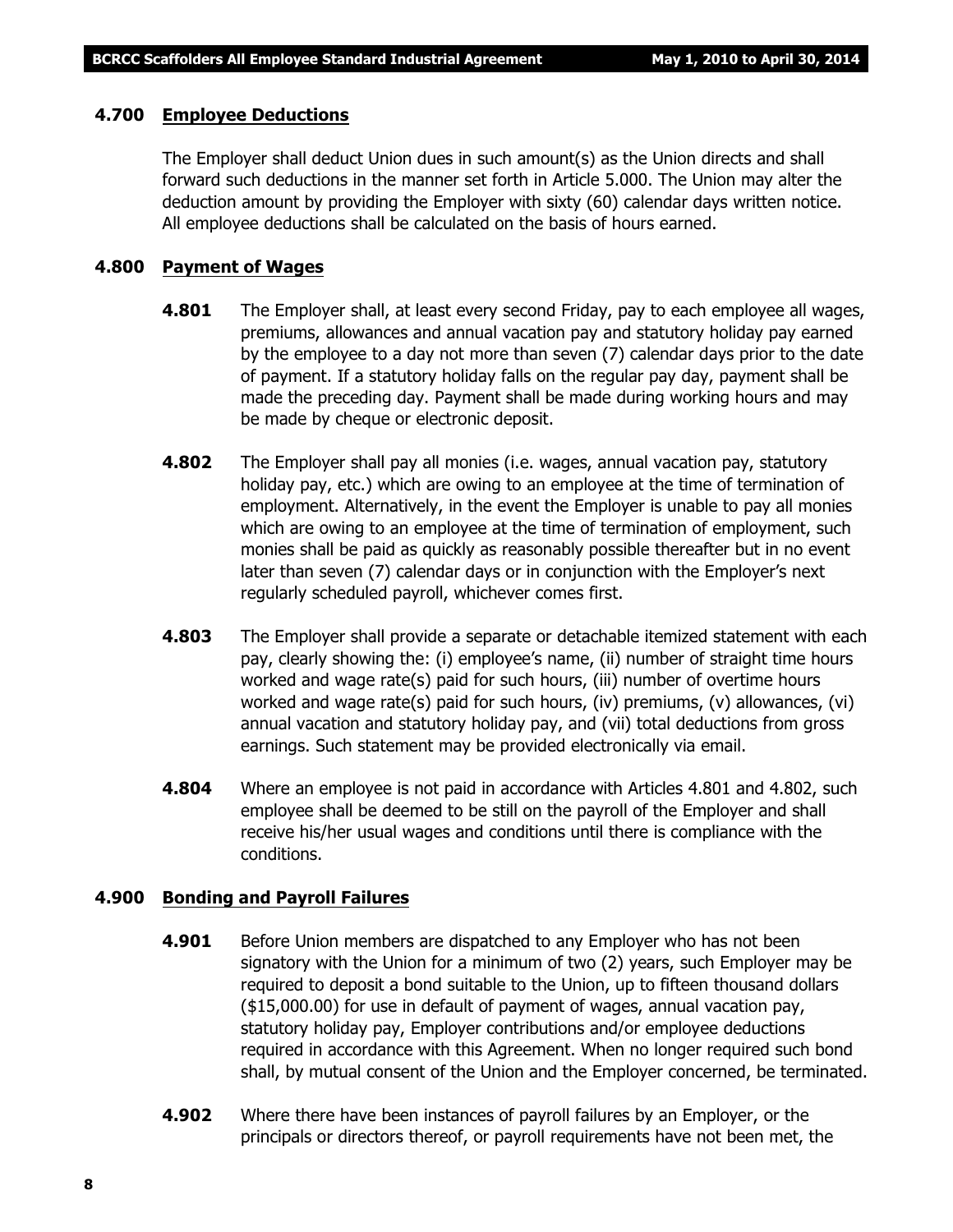### 4.700 Employee Deductions

The Employer shall deduct Union dues in such amount(s) as the Union directs and shall forward such deductions in the manner set forth in Article 5.000. The Union may alter the deduction amount by providing the Employer with sixty (60) calendar days written notice. All employee deductions shall be calculated on the basis of hours earned.

### 4.800 Payment of Wages

**4.801** The Employer shall, at least every second Friday, pay to each employee all wages, premiums, allowances and annual vacation pay and statutory holiday pay earned by the employee to a day not more than seven (7) calendar days prior to the date of payment. If a statutory holiday falls on the regular pay day, payment shall be made the preceding day. Payment shall be made during working hours and may be made by cheque or electronic deposit.

**4.802** The Employer shall pay all monies (i.e. wages, annual vacation pay, statutory holiday pay, etc.) which are owing to an employee at the time of termination of employment. Alternatively, in the event the Employer is unable to pay all monies which are owing to an employee at the time of termination of employment, such monies shall be paid as quickly as reasonably possible thereafter but in no event later than seven (7) calendar days or in conjunction with the Employer's next regularly scheduled payroll, whichever comes first.

**4.803** The Employer shall provide a separate or detachable itemized statement with each pay, clearly showing the: (i) employee's name, (ii) number of straight time hours worked and wage rate(s) paid for such hours, (iii) number of overtime hours worked and wage rate(s) paid for such hours, (iv) premiums, (v) allowances, (vi) annual vacation and statutory holiday pay, and (vii) total deductions from gross earnings. Such statement may be provided electronically via email.

**4.804** Where an employee is not paid in accordance with Articles 4.801 and 4.802, such employee shall be deemed to be still on the payroll of the Employer and shall receive his/her usual wages and conditions until there is compliance with the conditions.

### 4.900 Bonding and Payroll Failures

**4.901** Before Union members are dispatched to any Employer who has not been signatory with the Union for a minimum of two (2) years, such Employer may be required to deposit a bond suitable to the Union, up to fifteen thousand dollars ($15,000.00) for use in default of payment of wages, annual vacation pay, statutory holiday pay, Employer contributions and/or employee deductions required in accordance with this Agreement. When no longer required such bond shall, by mutual consent of the Union and the Employer concerned, be terminated.

**4.902** Where there have been instances of payroll failures by an Employer, or the principals or directors thereof, or payroll requirements have not been met, the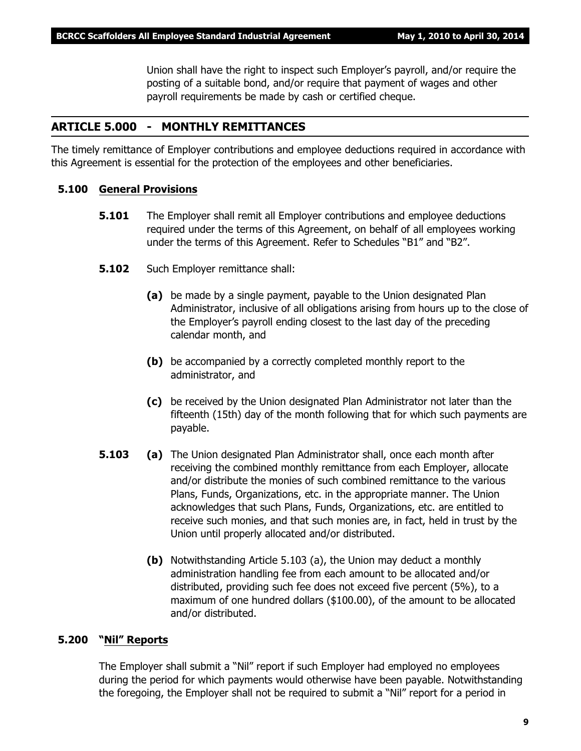Union shall have the right to inspect such Employer's payroll, and/or require the posting of a suitable bond, and/or require that payment of wages and other payroll requirements be made by cash or certified cheque.

## ARTICLE 5.000 - MONTHLY REMITTANCES

The timely remittance of Employer contributions and employee deductions required in accordance with this Agreement is essential for the protection of the employees and other beneficiaries.

### 5.100 General Provisions

**5.101** The Employer shall remit all Employer contributions and employee deductions required under the terms of this Agreement, on behalf of all employees working under the terms of this Agreement. Refer to Schedules "B1" and "B2".

**5.102** Such Employer remittance shall:

**(a)** be made by a single payment, payable to the Union designated Plan Administrator, inclusive of all obligations arising from hours up to the close of the Employer's payroll ending closest to the last day of the preceding calendar month, and

**(b)** be accompanied by a correctly completed monthly report to the administrator, and

**(c)** be received by the Union designated Plan Administrator not later than the fifteenth (15th) day of the month following that for which such payments are payable.

**5.103** **(a)** The Union designated Plan Administrator shall, once each month after receiving the combined monthly remittance from each Employer, allocate and/or distribute the monies of such combined remittance to the various Plans, Funds, Organizations, etc. in the appropriate manner. The Union acknowledges that such Plans, Funds, Organizations, etc. are entitled to receive such monies, and that such monies are, in fact, held in trust by the Union until properly allocated and/or distributed.

**(b)** Notwithstanding Article 5.103 (a), the Union may deduct a monthly administration handling fee from each amount to be allocated and/or distributed, providing such fee does not exceed five percent (5%), to a maximum of one hundred dollars ($100.00), of the amount to be allocated and/or distributed.

### 5.200 "Nil" Reports

The Employer shall submit a "Nil" report if such Employer had employed no employees during the period for which payments would otherwise have been payable. Notwithstanding the foregoing, the Employer shall not be required to submit a "Nil" report for a period in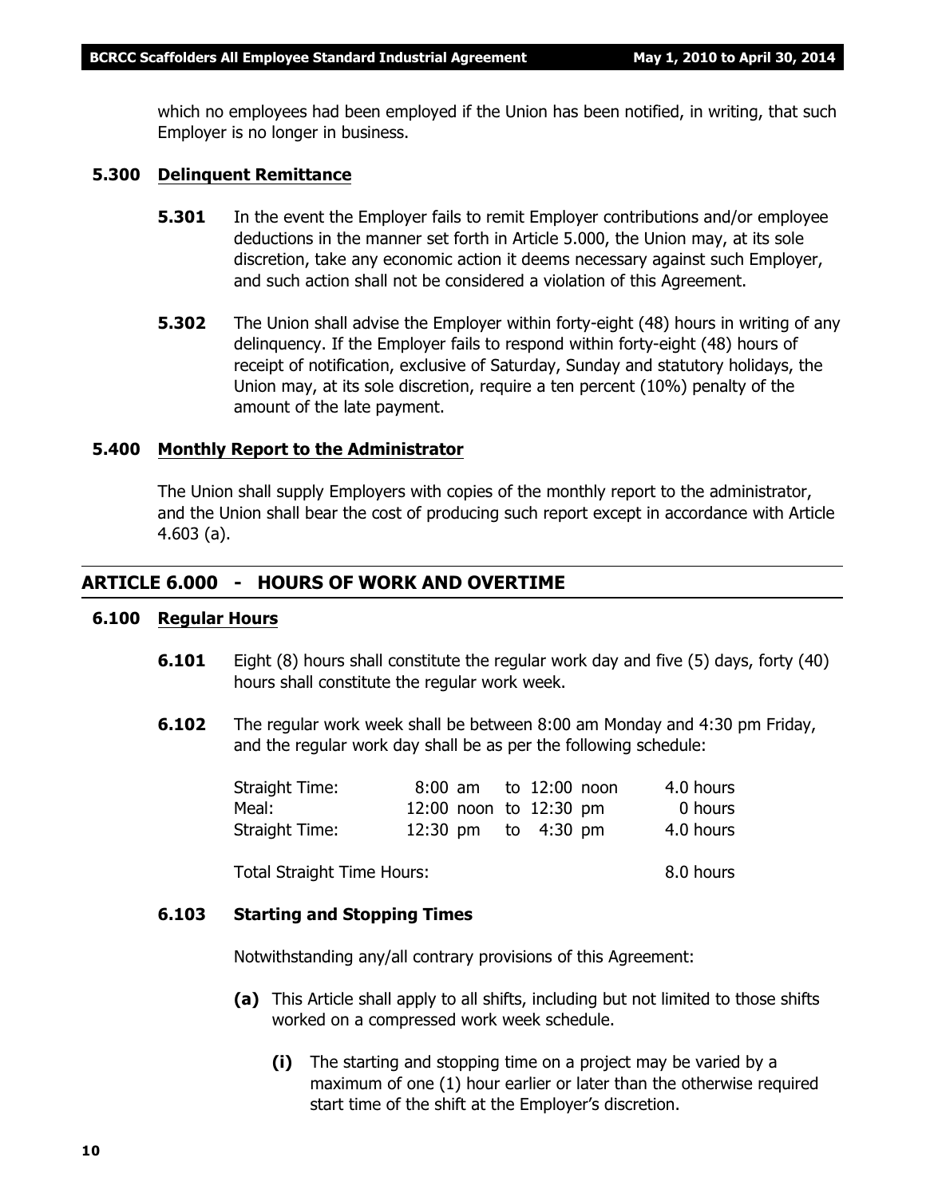which no employees had been employed if the Union has been notified, in writing, that such Employer is no longer in business.

### 5.300 Delinquent Remittance

**5.301** In the event the Employer fails to remit Employer contributions and/or employee deductions in the manner set forth in Article 5.000, the Union may, at its sole discretion, take any economic action it deems necessary against such Employer, and such action shall not be considered a violation of this Agreement.

**5.302** The Union shall advise the Employer within forty-eight (48) hours in writing of any delinquency. If the Employer fails to respond within forty-eight (48) hours of receipt of notification, exclusive of Saturday, Sunday and statutory holidays, the Union may, at its sole discretion, require a ten percent (10%) penalty of the amount of the late payment.

### 5.400 Monthly Report to the Administrator

The Union shall supply Employers with copies of the monthly report to the administrator, and the Union shall bear the cost of producing such report except in accordance with Article 4.603 (a).

## ARTICLE 6.000 - HOURS OF WORK AND OVERTIME

### 6.100 Regular Hours

**6.101** Eight (8) hours shall constitute the regular work day and five (5) days, forty (40) hours shall constitute the regular work week.

**6.102** The regular work week shall be between 8:00 am Monday and 4:30 pm Friday, and the regular work day shall be as per the following schedule:

| | | |
|---|---|---|
| Straight Time: | 8:00 am to 12:00 noon | 4.0 hours |
| Meal: | 12:00 noon to 12:30 pm | 0 hours |
| Straight Time: | 12:30 pm to 4:30 pm | 4.0 hours |
| Total Straight Time Hours: | | 8.0 hours |

**6.103 Starting and Stopping Times**

Notwithstanding any/all contrary provisions of this Agreement:

**(a)** This Article shall apply to all shifts, including but not limited to those shifts worked on a compressed work week schedule.

**(i)** The starting and stopping time on a project may be varied by a maximum of one (1) hour earlier or later than the otherwise required start time of the shift at the Employer's discretion.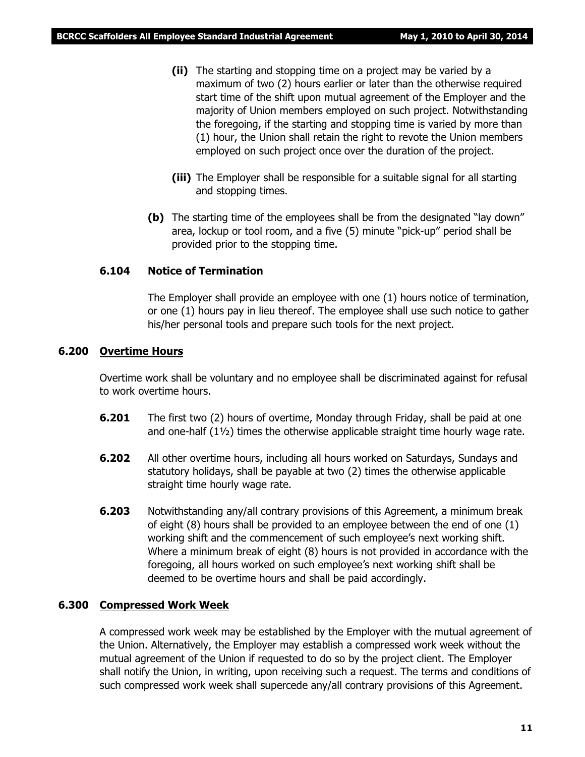**(ii)** The starting and stopping time on a project may be varied by a maximum of two (2) hours earlier or later than the otherwise required start time of the shift upon mutual agreement of the Employer and the majority of Union members employed on such project. Notwithstanding the foregoing, if the starting and stopping time is varied by more than (1) hour, the Union shall retain the right to revote the Union members employed on such project once over the duration of the project.

**(iii)** The Employer shall be responsible for a suitable signal for all starting and stopping times.

**(b)** The starting time of the employees shall be from the designated "lay down" area, lockup or tool room, and a five (5) minute "pick-up" period shall be provided prior to the stopping time.

### 6.104 Notice of Termination

The Employer shall provide an employee with one (1) hours notice of termination, or one (1) hours pay in lieu thereof. The employee shall use such notice to gather his/her personal tools and prepare such tools for the next project.

## 6.200 Overtime Hours

Overtime work shall be voluntary and no employee shall be discriminated against for refusal to work overtime hours.

**6.201** The first two (2) hours of overtime, Monday through Friday, shall be paid at one and one-half (1½) times the otherwise applicable straight time hourly wage rate.

**6.202** All other overtime hours, including all hours worked on Saturdays, Sundays and statutory holidays, shall be payable at two (2) times the otherwise applicable straight time hourly wage rate.

**6.203** Notwithstanding any/all contrary provisions of this Agreement, a minimum break of eight (8) hours shall be provided to an employee between the end of one (1) working shift and the commencement of such employee's next working shift. Where a minimum break of eight (8) hours is not provided in accordance with the foregoing, all hours worked on such employee's next working shift shall be deemed to be overtime hours and shall be paid accordingly.

## 6.300 Compressed Work Week

A compressed work week may be established by the Employer with the mutual agreement of the Union. Alternatively, the Employer may establish a compressed work week without the mutual agreement of the Union if requested to do so by the project client. The Employer shall notify the Union, in writing, upon receiving such a request. The terms and conditions of such compressed work week shall supercede any/all contrary provisions of this Agreement.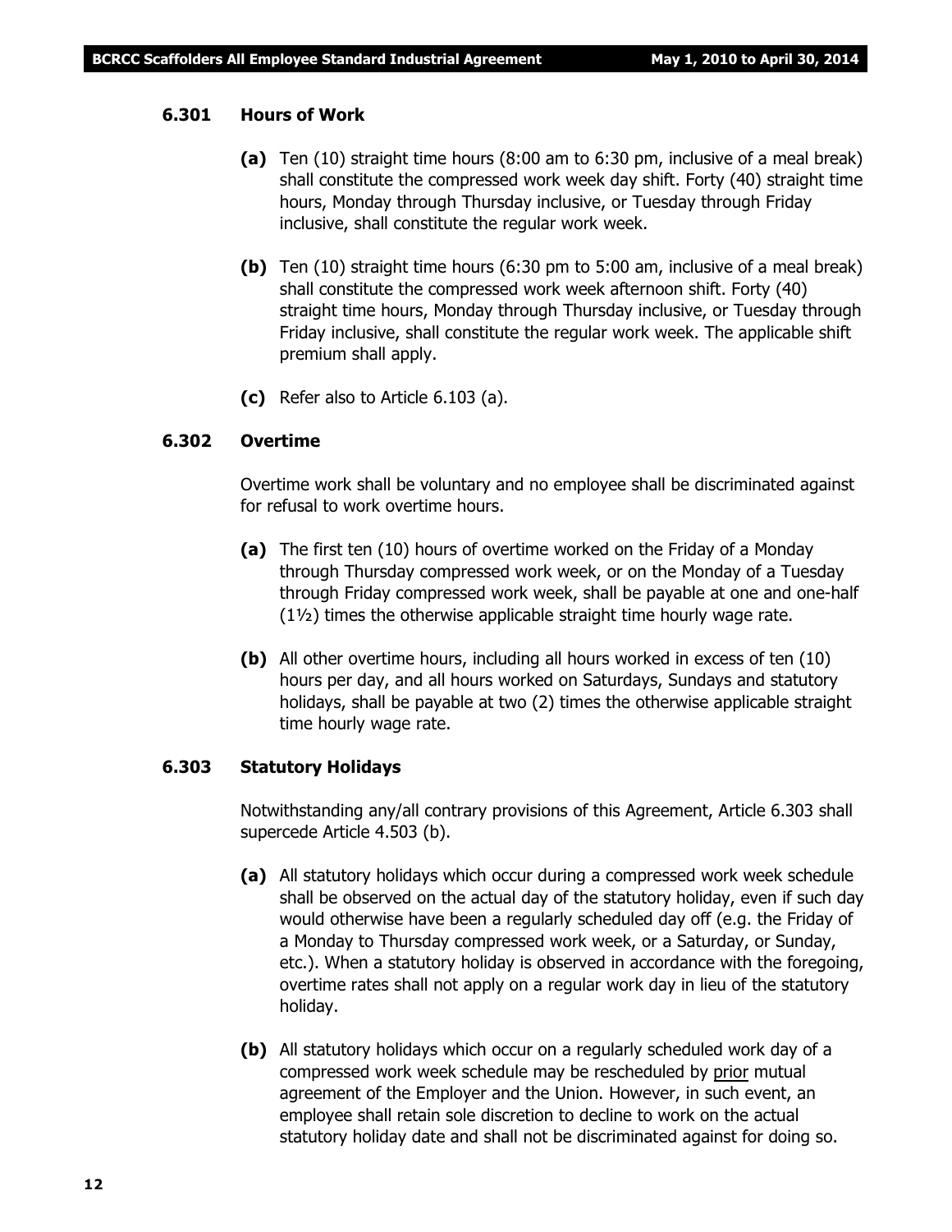### 6.301 Hours of Work

**(a)** Ten (10) straight time hours (8:00 am to 6:30 pm, inclusive of a meal break) shall constitute the compressed work week day shift. Forty (40) straight time hours, Monday through Thursday inclusive, or Tuesday through Friday inclusive, shall constitute the regular work week.

**(b)** Ten (10) straight time hours (6:30 pm to 5:00 am, inclusive of a meal break) shall constitute the compressed work week afternoon shift. Forty (40) straight time hours, Monday through Thursday inclusive, or Tuesday through Friday inclusive, shall constitute the regular work week. The applicable shift premium shall apply.

**(c)** Refer also to Article 6.103 (a).

### 6.302 Overtime

Overtime work shall be voluntary and no employee shall be discriminated against for refusal to work overtime hours.

**(a)** The first ten (10) hours of overtime worked on the Friday of a Monday through Thursday compressed work week, or on the Monday of a Tuesday through Friday compressed work week, shall be payable at one and one-half (1½) times the otherwise applicable straight time hourly wage rate.

**(b)** All other overtime hours, including all hours worked in excess of ten (10) hours per day, and all hours worked on Saturdays, Sundays and statutory holidays, shall be payable at two (2) times the otherwise applicable straight time hourly wage rate.

### 6.303 Statutory Holidays

Notwithstanding any/all contrary provisions of this Agreement, Article 6.303 shall supercede Article 4.503 (b).

**(a)** All statutory holidays which occur during a compressed work week schedule shall be observed on the actual day of the statutory holiday, even if such day would otherwise have been a regularly scheduled day off (e.g. the Friday of a Monday to Thursday compressed work week, or a Saturday, or Sunday, etc.). When a statutory holiday is observed in accordance with the foregoing, overtime rates shall not apply on a regular work day in lieu of the statutory holiday.

**(b)** All statutory holidays which occur on a regularly scheduled work day of a compressed work week schedule may be rescheduled by <u>prior</u> mutual agreement of the Employer and the Union. However, in such event, an employee shall retain sole discretion to decline to work on the actual statutory holiday date and shall not be discriminated against for doing so.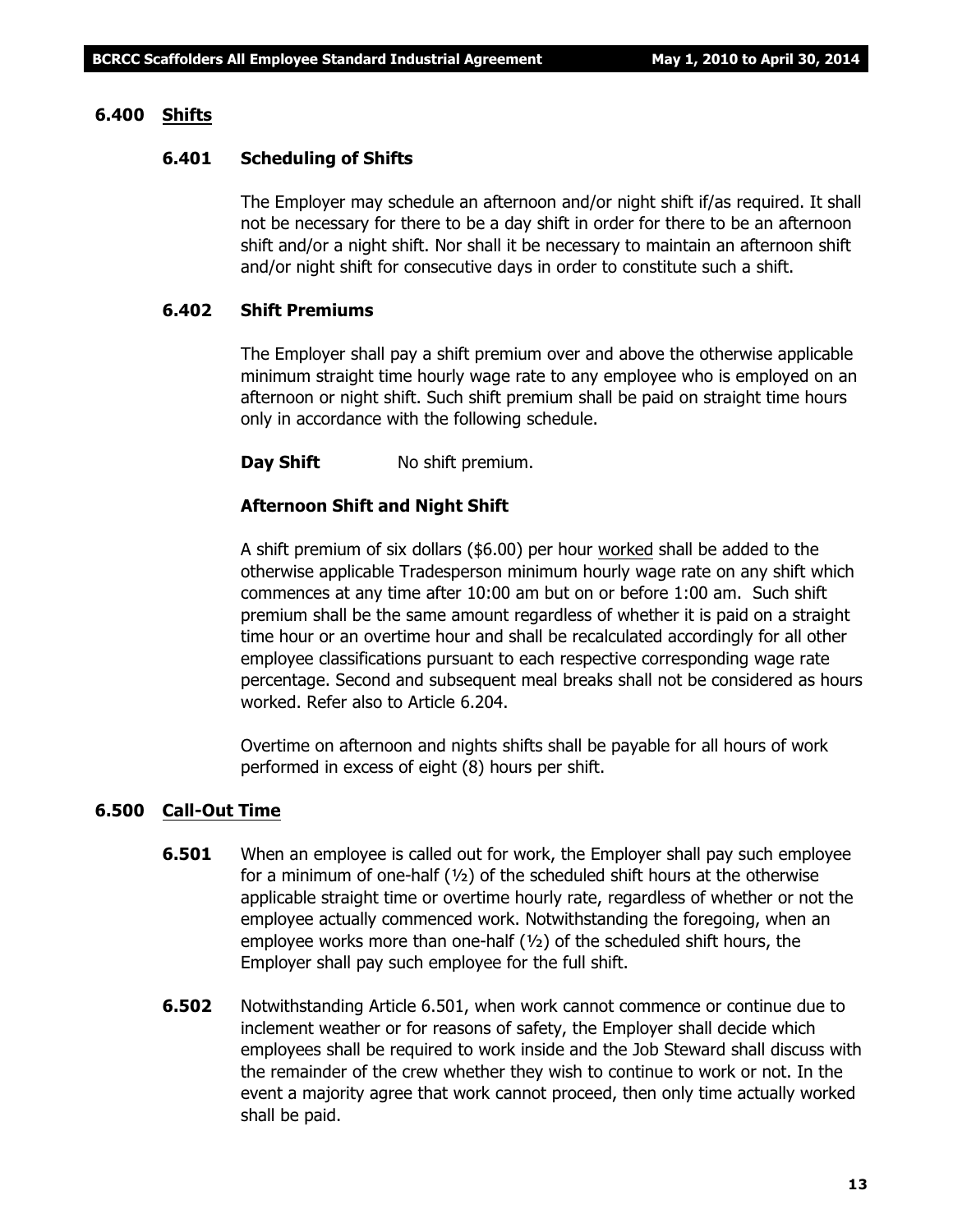## 6.400 Shifts

### 6.401 Scheduling of Shifts

The Employer may schedule an afternoon and/or night shift if/as required. It shall not be necessary for there to be a day shift in order for there to be an afternoon shift and/or a night shift. Nor shall it be necessary to maintain an afternoon shift and/or night shift for consecutive days in order to constitute such a shift.

### 6.402 Shift Premiums

The Employer shall pay a shift premium over and above the otherwise applicable minimum straight time hourly wage rate to any employee who is employed on an afternoon or night shift. Such shift premium shall be paid on straight time hours only in accordance with the following schedule.

**Day Shift** No shift premium.

**Afternoon Shift and Night Shift**

A shift premium of six dollars ($6.00) per hour worked shall be added to the otherwise applicable Tradesperson minimum hourly wage rate on any shift which commences at any time after 10:00 am but on or before 1:00 am. Such shift premium shall be the same amount regardless of whether it is paid on a straight time hour or an overtime hour and shall be recalculated accordingly for all other employee classifications pursuant to each respective corresponding wage rate percentage. Second and subsequent meal breaks shall not be considered as hours worked. Refer also to Article 6.204.

Overtime on afternoon and nights shifts shall be payable for all hours of work performed in excess of eight (8) hours per shift.

## 6.500 Call-Out Time

**6.501** When an employee is called out for work, the Employer shall pay such employee for a minimum of one-half (½) of the scheduled shift hours at the otherwise applicable straight time or overtime hourly rate, regardless of whether or not the employee actually commenced work. Notwithstanding the foregoing, when an employee works more than one-half (½) of the scheduled shift hours, the Employer shall pay such employee for the full shift.

**6.502** Notwithstanding Article 6.501, when work cannot commence or continue due to inclement weather or for reasons of safety, the Employer shall decide which employees shall be required to work inside and the Job Steward shall discuss with the remainder of the crew whether they wish to continue to work or not. In the event a majority agree that work cannot proceed, then only time actually worked shall be paid.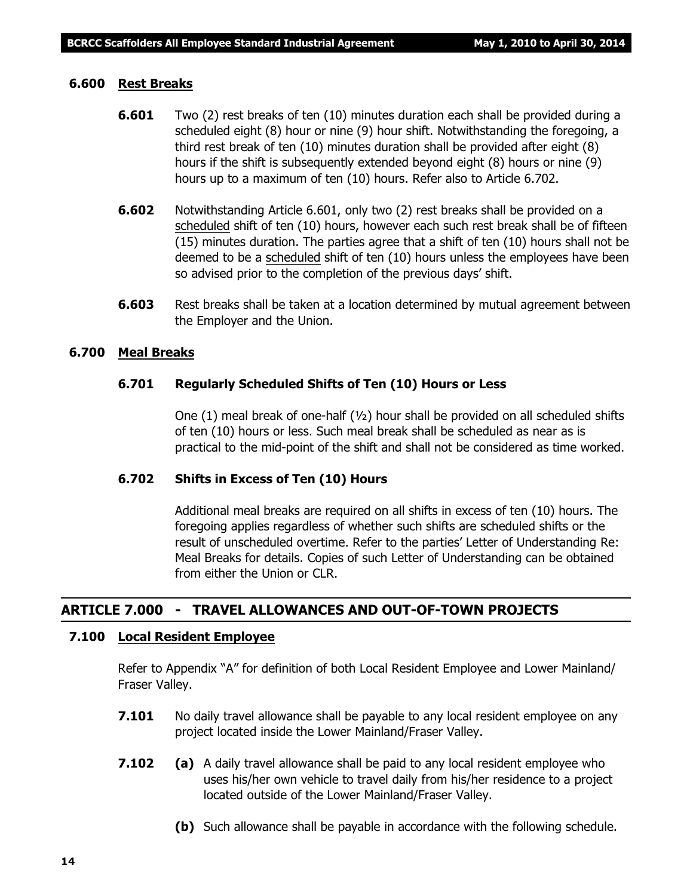### 6.600 Rest Breaks

**6.601** Two (2) rest breaks of ten (10) minutes duration each shall be provided during a scheduled eight (8) hour or nine (9) hour shift. Notwithstanding the foregoing, a third rest break of ten (10) minutes duration shall be provided after eight (8) hours if the shift is subsequently extended beyond eight (8) hours or nine (9) hours up to a maximum of ten (10) hours. Refer also to Article 6.702.

**6.602** Notwithstanding Article 6.601, only two (2) rest breaks shall be provided on a scheduled shift of ten (10) hours, however each such rest break shall be of fifteen (15) minutes duration. The parties agree that a shift of ten (10) hours shall not be deemed to be a scheduled shift of ten (10) hours unless the employees have been so advised prior to the completion of the previous days' shift.

**6.603** Rest breaks shall be taken at a location determined by mutual agreement between the Employer and the Union.

### 6.700 Meal Breaks

**6.701 Regularly Scheduled Shifts of Ten (10) Hours or Less**

One (1) meal break of one-half (½) hour shall be provided on all scheduled shifts of ten (10) hours or less. Such meal break shall be scheduled as near as is practical to the mid-point of the shift and shall not be considered as time worked.

**6.702 Shifts in Excess of Ten (10) Hours**

Additional meal breaks are required on all shifts in excess of ten (10) hours. The foregoing applies regardless of whether such shifts are scheduled shifts or the result of unscheduled overtime. Refer to the parties' Letter of Understanding Re: Meal Breaks for details. Copies of such Letter of Understanding can be obtained from either the Union or CLR.

## ARTICLE 7.000 - TRAVEL ALLOWANCES AND OUT-OF-TOWN PROJECTS

### 7.100 Local Resident Employee

Refer to Appendix "A" for definition of both Local Resident Employee and Lower Mainland/ Fraser Valley.

**7.101** No daily travel allowance shall be payable to any local resident employee on any project located inside the Lower Mainland/Fraser Valley.

**7.102** **(a)** A daily travel allowance shall be paid to any local resident employee who uses his/her own vehicle to travel daily from his/her residence to a project located outside of the Lower Mainland/Fraser Valley.

**(b)** Such allowance shall be payable in accordance with the following schedule.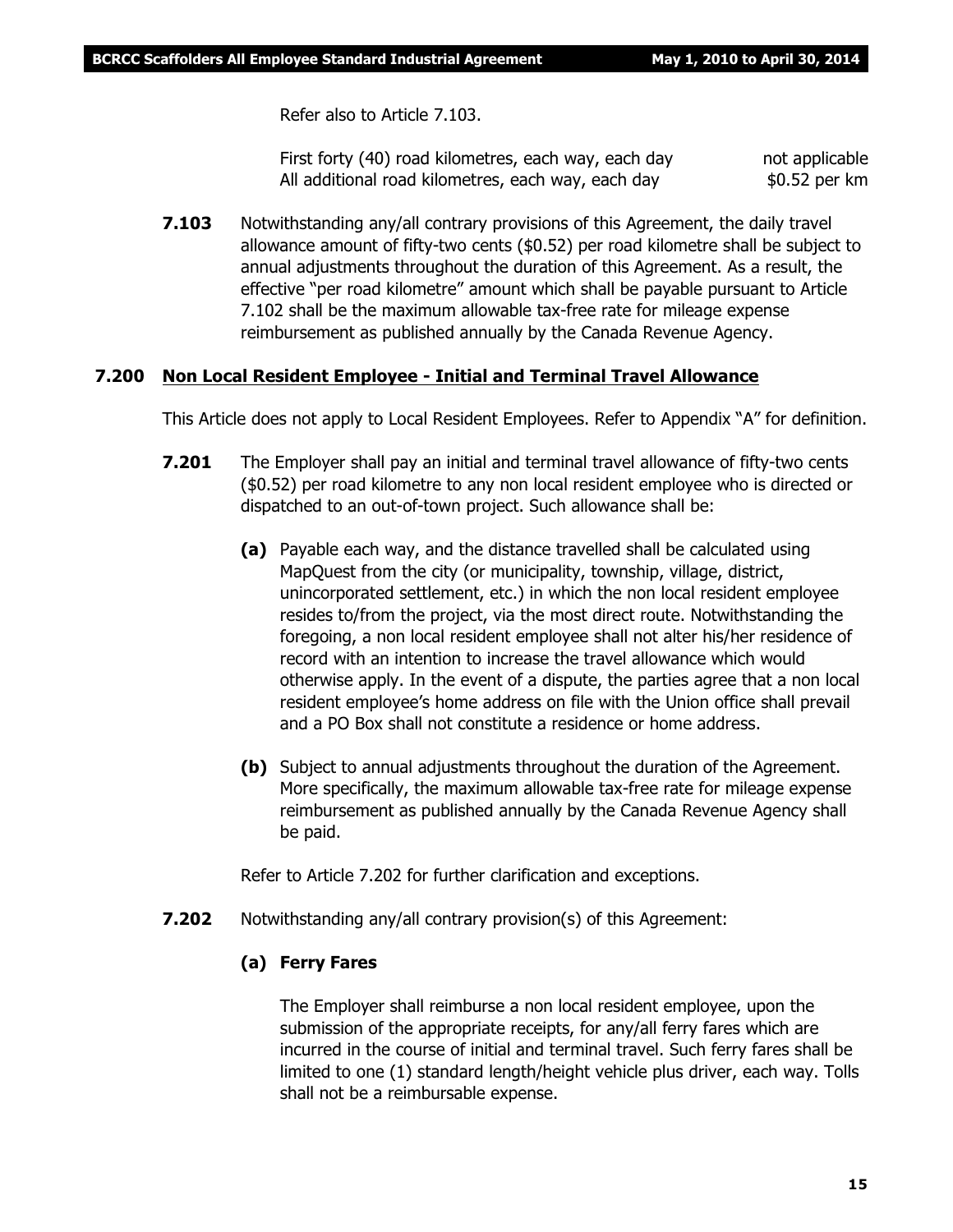Refer also to Article 7.103.

| | |
|---|---|
| First forty (40) road kilometres, each way, each day | not applicable |
| All additional road kilometres, each way, each day | $0.52 per km |

**7.103** Notwithstanding any/all contrary provisions of this Agreement, the daily travel allowance amount of fifty-two cents ($0.52) per road kilometre shall be subject to annual adjustments throughout the duration of this Agreement. As a result, the effective "per road kilometre" amount which shall be payable pursuant to Article 7.102 shall be the maximum allowable tax-free rate for mileage expense reimbursement as published annually by the Canada Revenue Agency.

## 7.200 Non Local Resident Employee - Initial and Terminal Travel Allowance

This Article does not apply to Local Resident Employees. Refer to Appendix "A" for definition.

**7.201** The Employer shall pay an initial and terminal travel allowance of fifty-two cents ($0.52) per road kilometre to any non local resident employee who is directed or dispatched to an out-of-town project. Such allowance shall be:

**(a)** Payable each way, and the distance travelled shall be calculated using MapQuest from the city (or municipality, township, village, district, unincorporated settlement, etc.) in which the non local resident employee resides to/from the project, via the most direct route. Notwithstanding the foregoing, a non local resident employee shall not alter his/her residence of record with an intention to increase the travel allowance which would otherwise apply. In the event of a dispute, the parties agree that a non local resident employee's home address on file with the Union office shall prevail and a PO Box shall not constitute a residence or home address.

**(b)** Subject to annual adjustments throughout the duration of the Agreement. More specifically, the maximum allowable tax-free rate for mileage expense reimbursement as published annually by the Canada Revenue Agency shall be paid.

Refer to Article 7.202 for further clarification and exceptions.

**7.202** Notwithstanding any/all contrary provision(s) of this Agreement:

**(a) Ferry Fares**

The Employer shall reimburse a non local resident employee, upon the submission of the appropriate receipts, for any/all ferry fares which are incurred in the course of initial and terminal travel. Such ferry fares shall be limited to one (1) standard length/height vehicle plus driver, each way. Tolls shall not be a reimbursable expense.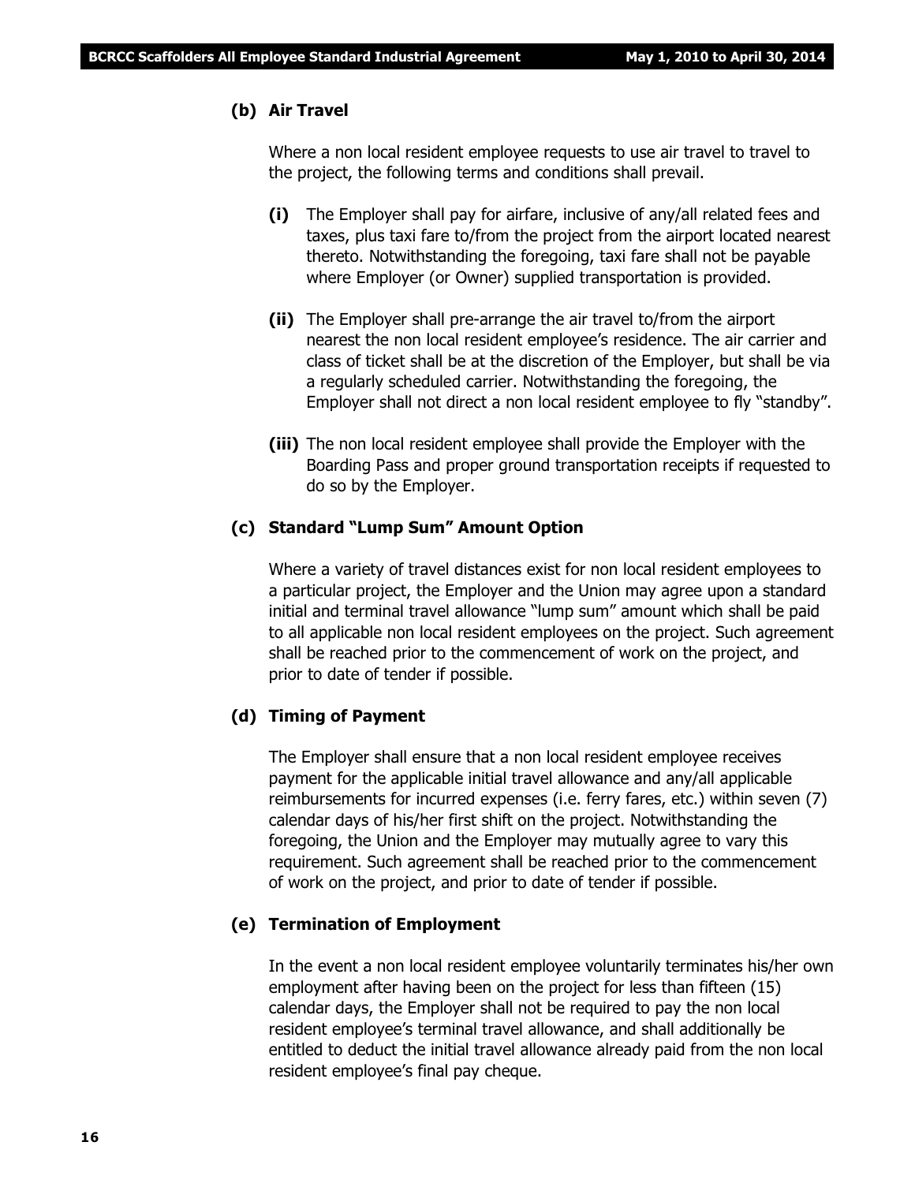**(b) Air Travel**

Where a non local resident employee requests to use air travel to travel to the project, the following terms and conditions shall prevail.

**(i)** The Employer shall pay for airfare, inclusive of any/all related fees and taxes, plus taxi fare to/from the project from the airport located nearest thereto. Notwithstanding the foregoing, taxi fare shall not be payable where Employer (or Owner) supplied transportation is provided.

**(ii)** The Employer shall pre-arrange the air travel to/from the airport nearest the non local resident employee's residence. The air carrier and class of ticket shall be at the discretion of the Employer, but shall be via a regularly scheduled carrier. Notwithstanding the foregoing, the Employer shall not direct a non local resident employee to fly "standby".

**(iii)** The non local resident employee shall provide the Employer with the Boarding Pass and proper ground transportation receipts if requested to do so by the Employer.

**(c) Standard "Lump Sum" Amount Option**

Where a variety of travel distances exist for non local resident employees to a particular project, the Employer and the Union may agree upon a standard initial and terminal travel allowance "lump sum" amount which shall be paid to all applicable non local resident employees on the project. Such agreement shall be reached prior to the commencement of work on the project, and prior to date of tender if possible.

**(d) Timing of Payment**

The Employer shall ensure that a non local resident employee receives payment for the applicable initial travel allowance and any/all applicable reimbursements for incurred expenses (i.e. ferry fares, etc.) within seven (7) calendar days of his/her first shift on the project. Notwithstanding the foregoing, the Union and the Employer may mutually agree to vary this requirement. Such agreement shall be reached prior to the commencement of work on the project, and prior to date of tender if possible.

**(e) Termination of Employment**

In the event a non local resident employee voluntarily terminates his/her own employment after having been on the project for less than fifteen (15) calendar days, the Employer shall not be required to pay the non local resident employee's terminal travel allowance, and shall additionally be entitled to deduct the initial travel allowance already paid from the non local resident employee's final pay cheque.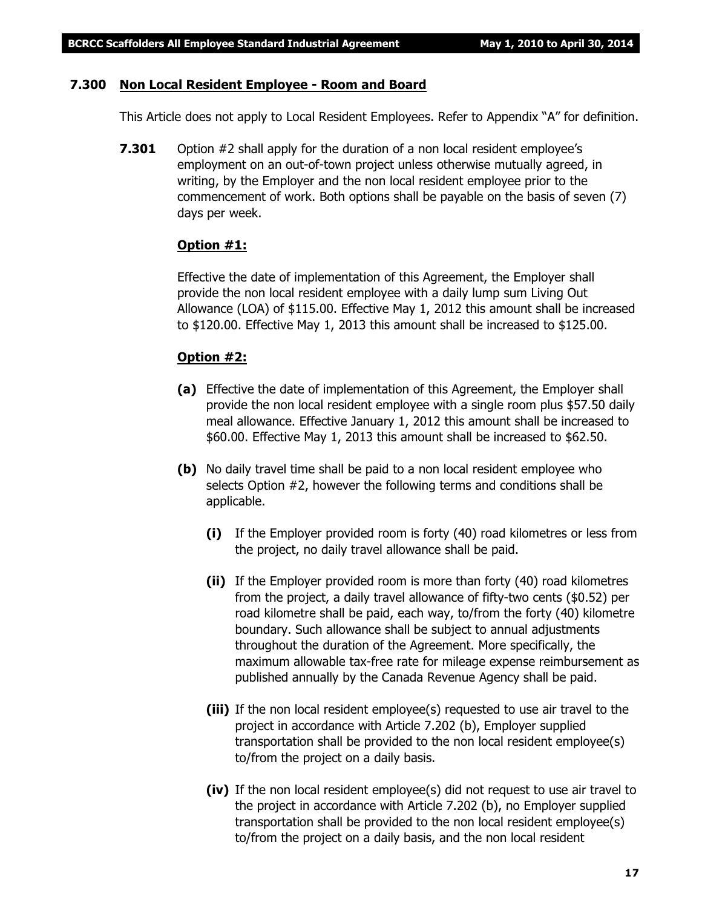### 7.300 Non Local Resident Employee - Room and Board

This Article does not apply to Local Resident Employees. Refer to Appendix "A" for definition.

**7.301** Option #2 shall apply for the duration of a non local resident employee's employment on an out-of-town project unless otherwise mutually agreed, in writing, by the Employer and the non local resident employee prior to the commencement of work. Both options shall be payable on the basis of seven (7) days per week.

**Option #1:**

Effective the date of implementation of this Agreement, the Employer shall provide the non local resident employee with a daily lump sum Living Out Allowance (LOA) of $115.00. Effective May 1, 2012 this amount shall be increased to $120.00. Effective May 1, 2013 this amount shall be increased to $125.00.

**Option #2:**

**(a)** Effective the date of implementation of this Agreement, the Employer shall provide the non local resident employee with a single room plus $57.50 daily meal allowance. Effective January 1, 2012 this amount shall be increased to $60.00. Effective May 1, 2013 this amount shall be increased to $62.50.

**(b)** No daily travel time shall be paid to a non local resident employee who selects Option #2, however the following terms and conditions shall be applicable.

**(i)** If the Employer provided room is forty (40) road kilometres or less from the project, no daily travel allowance shall be paid.

**(ii)** If the Employer provided room is more than forty (40) road kilometres from the project, a daily travel allowance of fifty-two cents ($0.52) per road kilometre shall be paid, each way, to/from the forty (40) kilometre boundary. Such allowance shall be subject to annual adjustments throughout the duration of the Agreement. More specifically, the maximum allowable tax-free rate for mileage expense reimbursement as published annually by the Canada Revenue Agency shall be paid.

**(iii)** If the non local resident employee(s) requested to use air travel to the project in accordance with Article 7.202 (b), Employer supplied transportation shall be provided to the non local resident employee(s) to/from the project on a daily basis.

**(iv)** If the non local resident employee(s) did not request to use air travel to the project in accordance with Article 7.202 (b), no Employer supplied transportation shall be provided to the non local resident employee(s) to/from the project on a daily basis, and the non local resident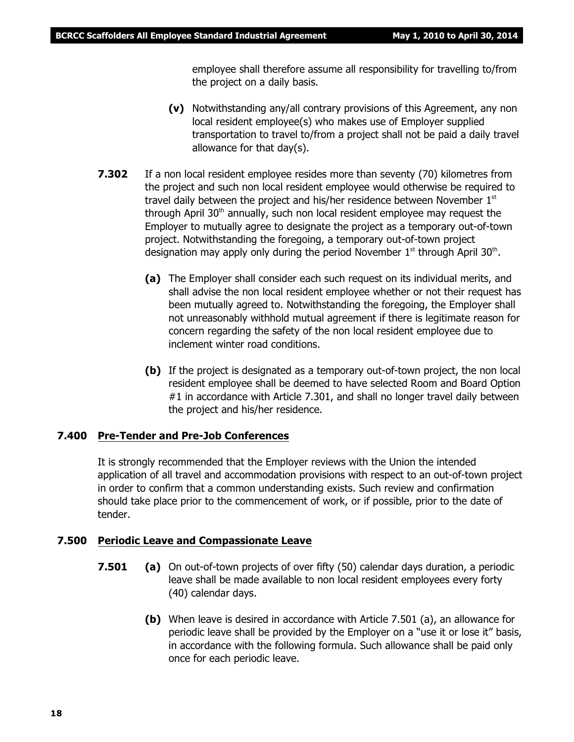employee shall therefore assume all responsibility for travelling to/from the project on a daily basis.

**(v)** Notwithstanding any/all contrary provisions of this Agreement, any non local resident employee(s) who makes use of Employer supplied transportation to travel to/from a project shall not be paid a daily travel allowance for that day(s).

**7.302** If a non local resident employee resides more than seventy (70) kilometres from the project and such non local resident employee would otherwise be required to travel daily between the project and his/her residence between November 1st through April 30th annually, such non local resident employee may request the Employer to mutually agree to designate the project as a temporary out-of-town project. Notwithstanding the foregoing, a temporary out-of-town project designation may apply only during the period November 1st through April 30th.

**(a)** The Employer shall consider each such request on its individual merits, and shall advise the non local resident employee whether or not their request has been mutually agreed to. Notwithstanding the foregoing, the Employer shall not unreasonably withhold mutual agreement if there is legitimate reason for concern regarding the safety of the non local resident employee due to inclement winter road conditions.

**(b)** If the project is designated as a temporary out-of-town project, the non local resident employee shall be deemed to have selected Room and Board Option #1 in accordance with Article 7.301, and shall no longer travel daily between the project and his/her residence.

## 7.400 Pre-Tender and Pre-Job Conferences

It is strongly recommended that the Employer reviews with the Union the intended application of all travel and accommodation provisions with respect to an out-of-town project in order to confirm that a common understanding exists. Such review and confirmation should take place prior to the commencement of work, or if possible, prior to the date of tender.

## 7.500 Periodic Leave and Compassionate Leave

**7.501** **(a)** On out-of-town projects of over fifty (50) calendar days duration, a periodic leave shall be made available to non local resident employees every forty (40) calendar days.

**(b)** When leave is desired in accordance with Article 7.501 (a), an allowance for periodic leave shall be provided by the Employer on a "use it or lose it" basis, in accordance with the following formula. Such allowance shall be paid only once for each periodic leave.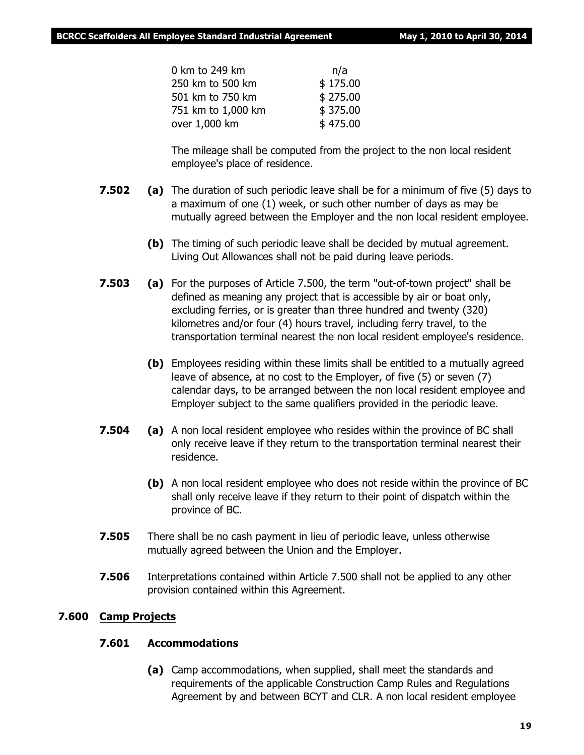| | |
|---|---|
| 0 km to 249 km | n/a |
| 250 km to 500 km | $ 175.00 |
| 501 km to 750 km | $ 275.00 |
| 751 km to 1,000 km | $ 375.00 |
| over 1,000 km | $ 475.00 |

The mileage shall be computed from the project to the non local resident employee's place of residence.

**7.502** **(a)** The duration of such periodic leave shall be for a minimum of five (5) days to a maximum of one (1) week, or such other number of days as may be mutually agreed between the Employer and the non local resident employee.

**(b)** The timing of such periodic leave shall be decided by mutual agreement. Living Out Allowances shall not be paid during leave periods.

**7.503** **(a)** For the purposes of Article 7.500, the term "out-of-town project" shall be defined as meaning any project that is accessible by air or boat only, excluding ferries, or is greater than three hundred and twenty (320) kilometres and/or four (4) hours travel, including ferry travel, to the transportation terminal nearest the non local resident employee's residence.

**(b)** Employees residing within these limits shall be entitled to a mutually agreed leave of absence, at no cost to the Employer, of five (5) or seven (7) calendar days, to be arranged between the non local resident employee and Employer subject to the same qualifiers provided in the periodic leave.

**7.504** **(a)** A non local resident employee who resides within the province of BC shall only receive leave if they return to the transportation terminal nearest their residence.

**(b)** A non local resident employee who does not reside within the province of BC shall only receive leave if they return to their point of dispatch within the province of BC.

**7.505** There shall be no cash payment in lieu of periodic leave, unless otherwise mutually agreed between the Union and the Employer.

**7.506** Interpretations contained within Article 7.500 shall not be applied to any other provision contained within this Agreement.

## 7.600 Camp Projects

### 7.601 Accommodations

**(a)** Camp accommodations, when supplied, shall meet the standards and requirements of the applicable Construction Camp Rules and Regulations Agreement by and between BCYT and CLR. A non local resident employee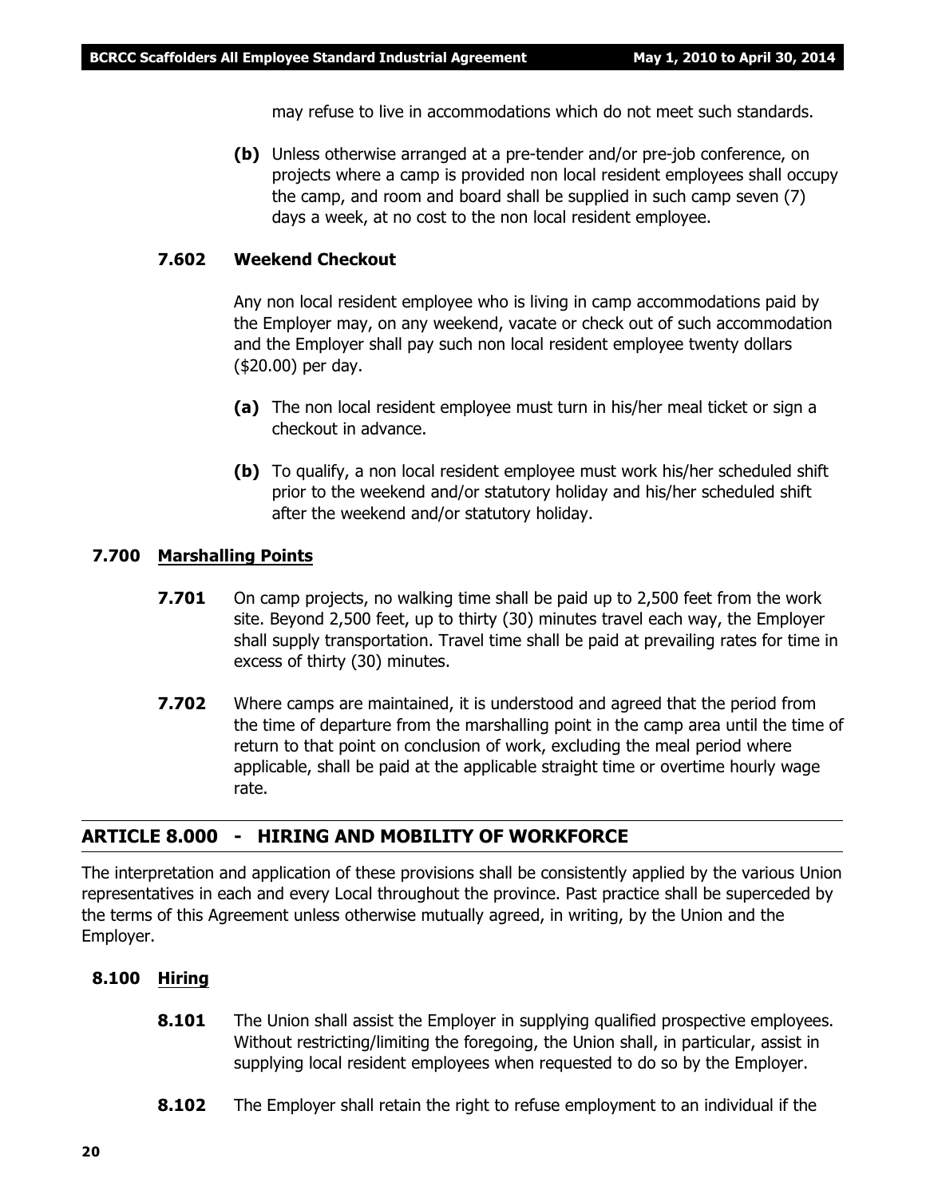may refuse to live in accommodations which do not meet such standards.

**(b)** Unless otherwise arranged at a pre-tender and/or pre-job conference, on projects where a camp is provided non local resident employees shall occupy the camp, and room and board shall be supplied in such camp seven (7) days a week, at no cost to the non local resident employee.

#### 7.602 Weekend Checkout

Any non local resident employee who is living in camp accommodations paid by the Employer may, on any weekend, vacate or check out of such accommodation and the Employer shall pay such non local resident employee twenty dollars ($20.00) per day.

**(a)** The non local resident employee must turn in his/her meal ticket or sign a checkout in advance.

**(b)** To qualify, a non local resident employee must work his/her scheduled shift prior to the weekend and/or statutory holiday and his/her scheduled shift after the weekend and/or statutory holiday.

### 7.700 Marshalling Points

**7.701** On camp projects, no walking time shall be paid up to 2,500 feet from the work site. Beyond 2,500 feet, up to thirty (30) minutes travel each way, the Employer shall supply transportation. Travel time shall be paid at prevailing rates for time in excess of thirty (30) minutes.

**7.702** Where camps are maintained, it is understood and agreed that the period from the time of departure from the marshalling point in the camp area until the time of return to that point on conclusion of work, excluding the meal period where applicable, shall be paid at the applicable straight time or overtime hourly wage rate.

## ARTICLE 8.000 - HIRING AND MOBILITY OF WORKFORCE

The interpretation and application of these provisions shall be consistently applied by the various Union representatives in each and every Local throughout the province. Past practice shall be superceded by the terms of this Agreement unless otherwise mutually agreed, in writing, by the Union and the Employer.

### 8.100 Hiring

**8.101** The Union shall assist the Employer in supplying qualified prospective employees. Without restricting/limiting the foregoing, the Union shall, in particular, assist in supplying local resident employees when requested to do so by the Employer.

**8.102** The Employer shall retain the right to refuse employment to an individual if the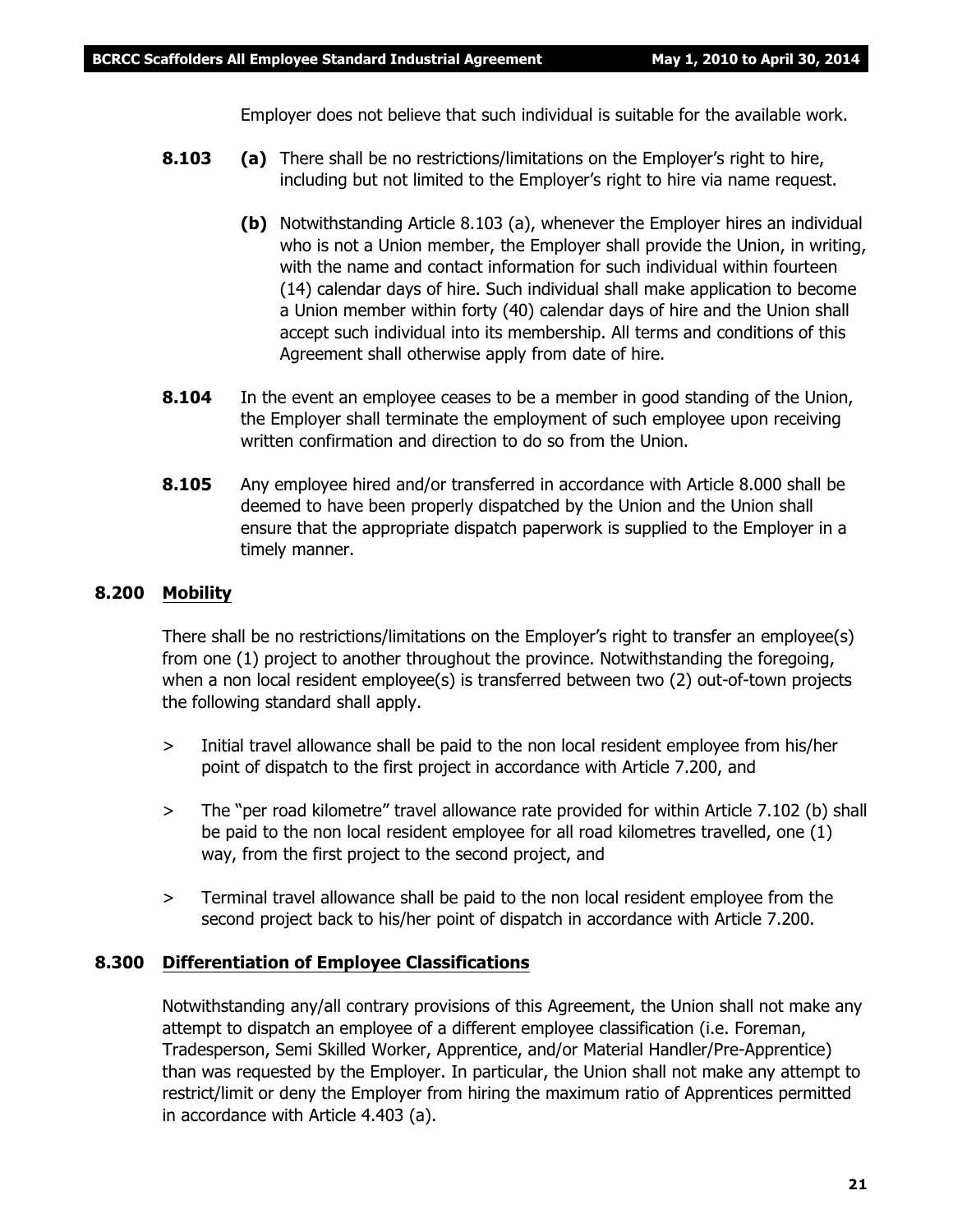Employer does not believe that such individual is suitable for the available work.

**8.103** **(a)** There shall be no restrictions/limitations on the Employer's right to hire, including but not limited to the Employer's right to hire via name request.

**(b)** Notwithstanding Article 8.103 (a), whenever the Employer hires an individual who is not a Union member, the Employer shall provide the Union, in writing, with the name and contact information for such individual within fourteen (14) calendar days of hire. Such individual shall make application to become a Union member within forty (40) calendar days of hire and the Union shall accept such individual into its membership. All terms and conditions of this Agreement shall otherwise apply from date of hire.

**8.104** In the event an employee ceases to be a member in good standing of the Union, the Employer shall terminate the employment of such employee upon receiving written confirmation and direction to do so from the Union.

**8.105** Any employee hired and/or transferred in accordance with Article 8.000 shall be deemed to have been properly dispatched by the Union and the Union shall ensure that the appropriate dispatch paperwork is supplied to the Employer in a timely manner.

## 8.200 Mobility

There shall be no restrictions/limitations on the Employer's right to transfer an employee(s) from one (1) project to another throughout the province. Notwithstanding the foregoing, when a non local resident employee(s) is transferred between two (2) out-of-town projects the following standard shall apply.

> Initial travel allowance shall be paid to the non local resident employee from his/her point of dispatch to the first project in accordance with Article 7.200, and

> The "per road kilometre" travel allowance rate provided for within Article 7.102 (b) shall be paid to the non local resident employee for all road kilometres travelled, one (1) way, from the first project to the second project, and

> Terminal travel allowance shall be paid to the non local resident employee from the second project back to his/her point of dispatch in accordance with Article 7.200.

## 8.300 Differentiation of Employee Classifications

Notwithstanding any/all contrary provisions of this Agreement, the Union shall not make any attempt to dispatch an employee of a different employee classification (i.e. Foreman, Tradesperson, Semi Skilled Worker, Apprentice, and/or Material Handler/Pre-Apprentice) than was requested by the Employer. In particular, the Union shall not make any attempt to restrict/limit or deny the Employer from hiring the maximum ratio of Apprentices permitted in accordance with Article 4.403 (a).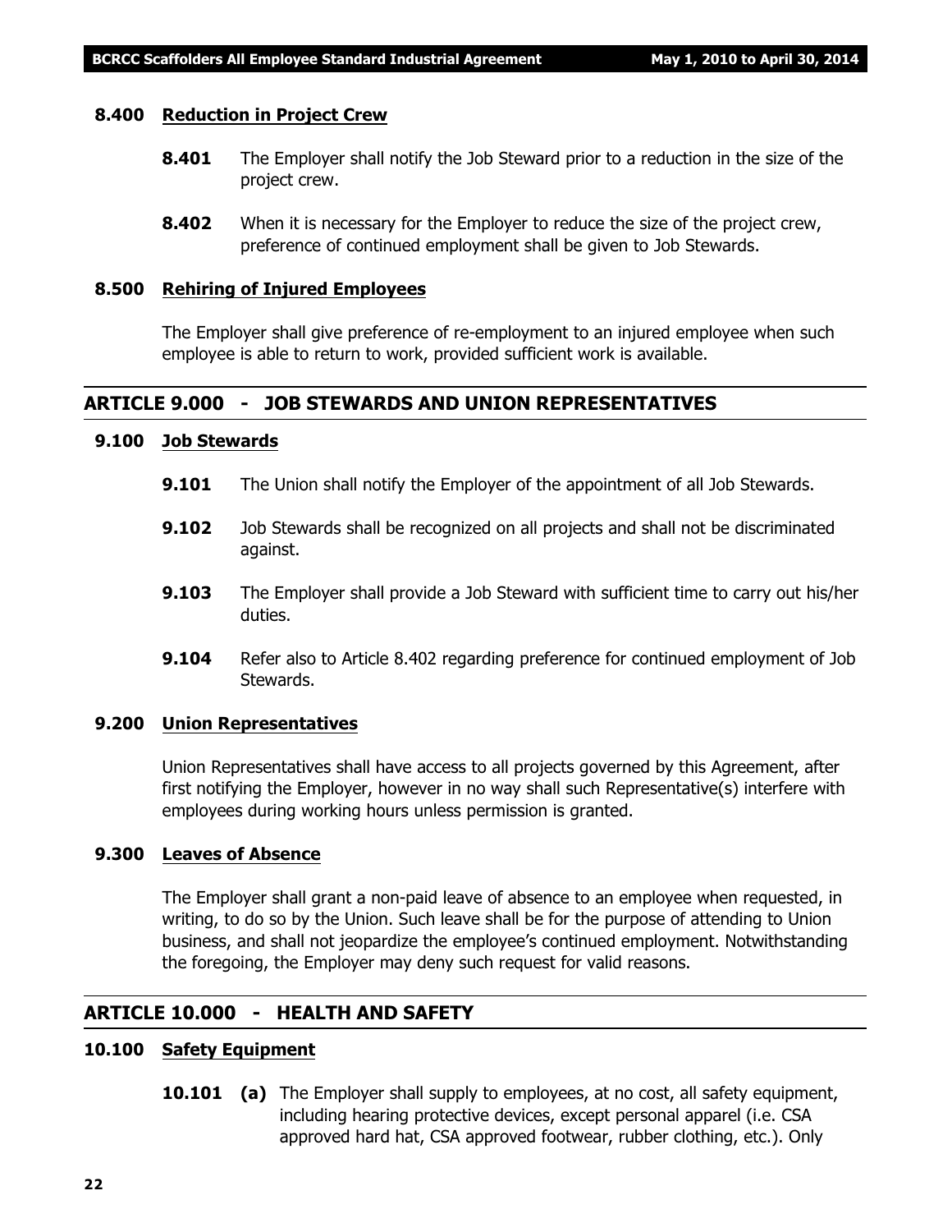### 8.400 Reduction in Project Crew

**8.401** The Employer shall notify the Job Steward prior to a reduction in the size of the project crew.

**8.402** When it is necessary for the Employer to reduce the size of the project crew, preference of continued employment shall be given to Job Stewards.

### 8.500 Rehiring of Injured Employees

The Employer shall give preference of re-employment to an injured employee when such employee is able to return to work, provided sufficient work is available.

## ARTICLE 9.000 - JOB STEWARDS AND UNION REPRESENTATIVES

### 9.100 Job Stewards

**9.101** The Union shall notify the Employer of the appointment of all Job Stewards.

**9.102** Job Stewards shall be recognized on all projects and shall not be discriminated against.

**9.103** The Employer shall provide a Job Steward with sufficient time to carry out his/her duties.

**9.104** Refer also to Article 8.402 regarding preference for continued employment of Job Stewards.

### 9.200 Union Representatives

Union Representatives shall have access to all projects governed by this Agreement, after first notifying the Employer, however in no way shall such Representative(s) interfere with employees during working hours unless permission is granted.

### 9.300 Leaves of Absence

The Employer shall grant a non-paid leave of absence to an employee when requested, in writing, to do so by the Union. Such leave shall be for the purpose of attending to Union business, and shall not jeopardize the employee's continued employment. Notwithstanding the foregoing, the Employer may deny such request for valid reasons.

## ARTICLE 10.000 - HEALTH AND SAFETY

### 10.100 Safety Equipment

**10.101** **(a)** The Employer shall supply to employees, at no cost, all safety equipment, including hearing protective devices, except personal apparel (i.e. CSA approved hard hat, CSA approved footwear, rubber clothing, etc.). Only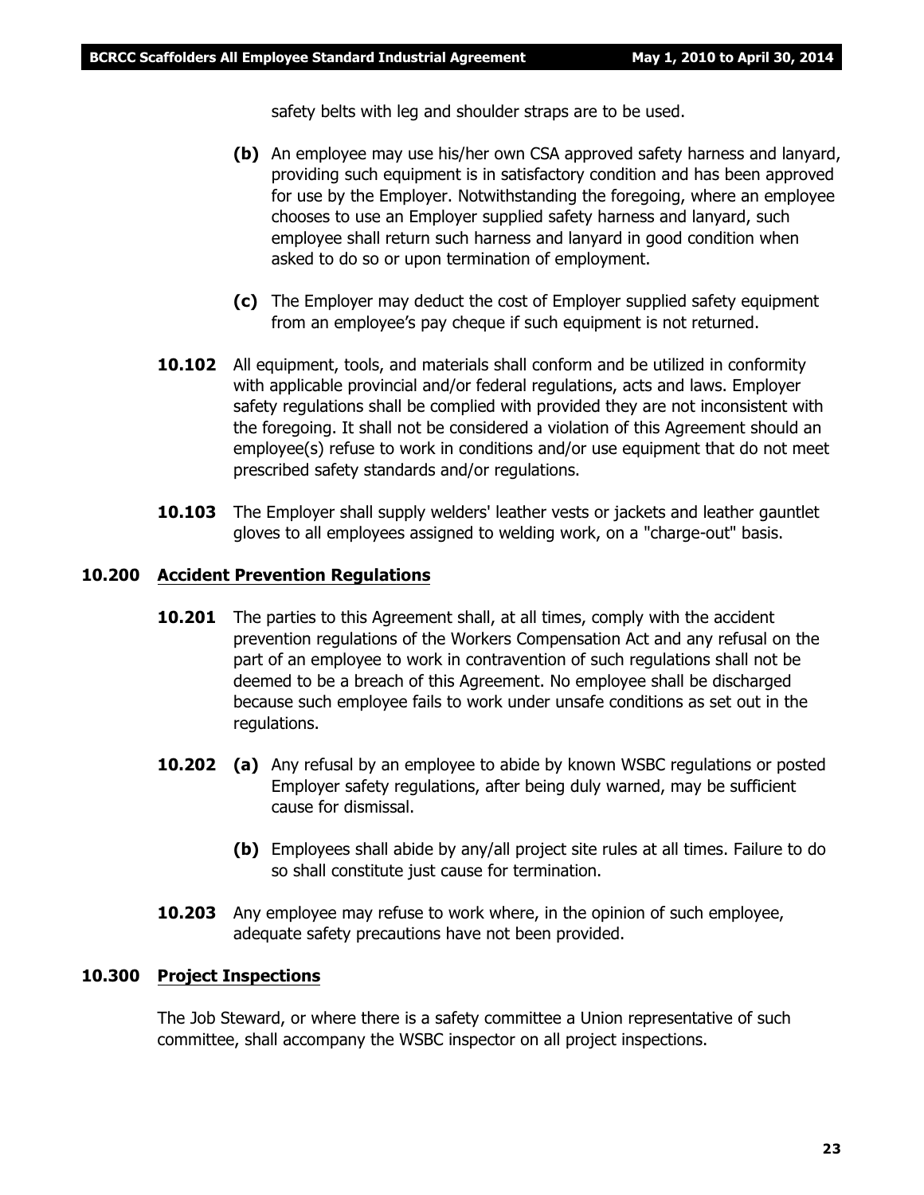safety belts with leg and shoulder straps are to be used.

**(b)** An employee may use his/her own CSA approved safety harness and lanyard, providing such equipment is in satisfactory condition and has been approved for use by the Employer. Notwithstanding the foregoing, where an employee chooses to use an Employer supplied safety harness and lanyard, such employee shall return such harness and lanyard in good condition when asked to do so or upon termination of employment.

**(c)** The Employer may deduct the cost of Employer supplied safety equipment from an employee's pay cheque if such equipment is not returned.

**10.102** All equipment, tools, and materials shall conform and be utilized in conformity with applicable provincial and/or federal regulations, acts and laws. Employer safety regulations shall be complied with provided they are not inconsistent with the foregoing. It shall not be considered a violation of this Agreement should an employee(s) refuse to work in conditions and/or use equipment that do not meet prescribed safety standards and/or regulations.

**10.103** The Employer shall supply welders' leather vests or jackets and leather gauntlet gloves to all employees assigned to welding work, on a "charge-out" basis.

## 10.200 Accident Prevention Regulations

**10.201** The parties to this Agreement shall, at all times, comply with the accident prevention regulations of the Workers Compensation Act and any refusal on the part of an employee to work in contravention of such regulations shall not be deemed to be a breach of this Agreement. No employee shall be discharged because such employee fails to work under unsafe conditions as set out in the regulations.

**10.202 (a)** Any refusal by an employee to abide by known WSBC regulations or posted Employer safety regulations, after being duly warned, may be sufficient cause for dismissal.

**(b)** Employees shall abide by any/all project site rules at all times. Failure to do so shall constitute just cause for termination.

**10.203** Any employee may refuse to work where, in the opinion of such employee, adequate safety precautions have not been provided.

## 10.300 Project Inspections

The Job Steward, or where there is a safety committee a Union representative of such committee, shall accompany the WSBC inspector on all project inspections.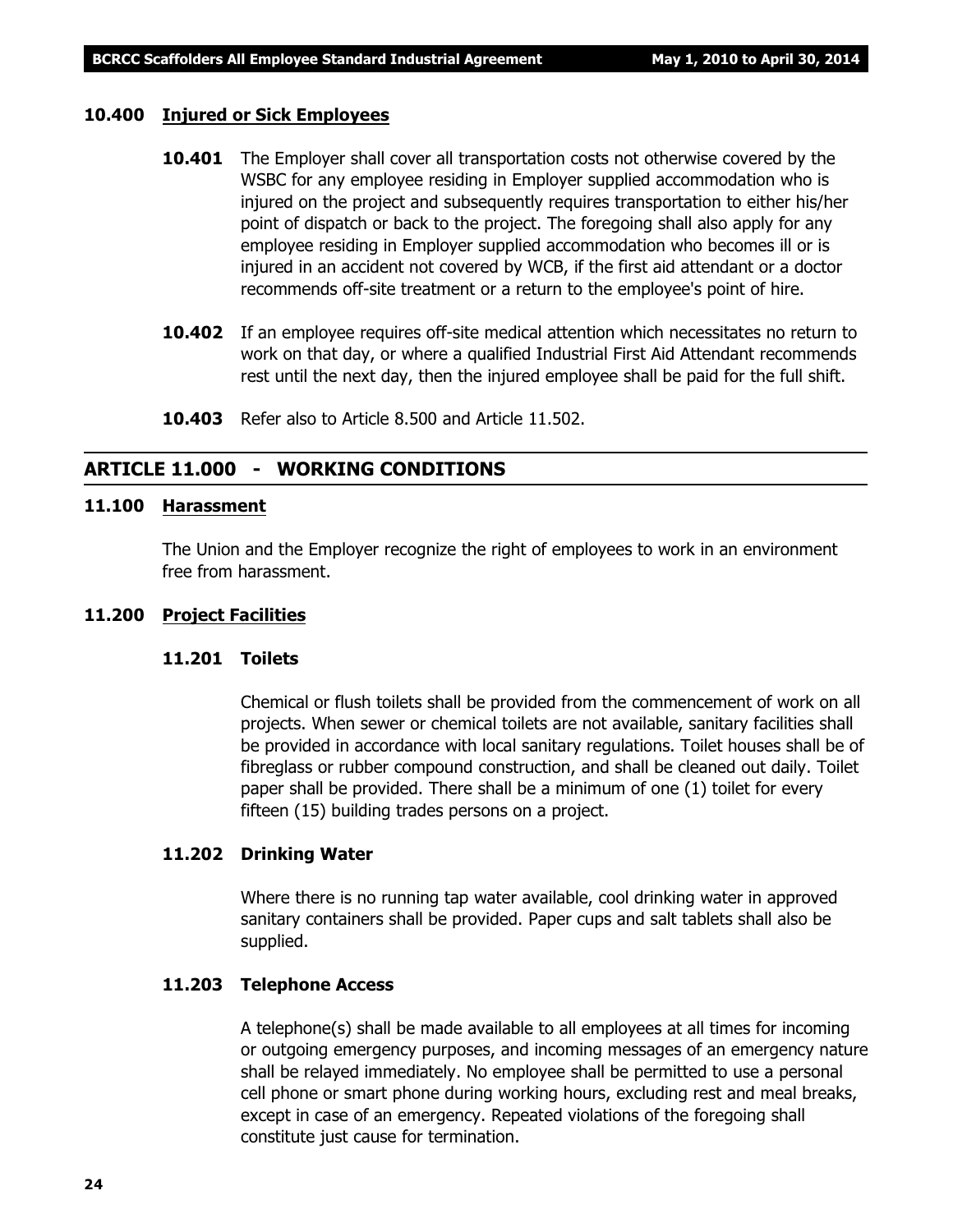### 10.400 Injured or Sick Employees

**10.401** The Employer shall cover all transportation costs not otherwise covered by the WSBC for any employee residing in Employer supplied accommodation who is injured on the project and subsequently requires transportation to either his/her point of dispatch or back to the project. The foregoing shall also apply for any employee residing in Employer supplied accommodation who becomes ill or is injured in an accident not covered by WCB, if the first aid attendant or a doctor recommends off-site treatment or a return to the employee's point of hire.

**10.402** If an employee requires off-site medical attention which necessitates no return to work on that day, or where a qualified Industrial First Aid Attendant recommends rest until the next day, then the injured employee shall be paid for the full shift.

**10.403** Refer also to Article 8.500 and Article 11.502.

## ARTICLE 11.000 - WORKING CONDITIONS

### 11.100 Harassment

The Union and the Employer recognize the right of employees to work in an environment free from harassment.

### 11.200 Project Facilities

#### 11.201 Toilets

Chemical or flush toilets shall be provided from the commencement of work on all projects. When sewer or chemical toilets are not available, sanitary facilities shall be provided in accordance with local sanitary regulations. Toilet houses shall be of fibreglass or rubber compound construction, and shall be cleaned out daily. Toilet paper shall be provided. There shall be a minimum of one (1) toilet for every fifteen (15) building trades persons on a project.

#### 11.202 Drinking Water

Where there is no running tap water available, cool drinking water in approved sanitary containers shall be provided. Paper cups and salt tablets shall also be supplied.

#### 11.203 Telephone Access

A telephone(s) shall be made available to all employees at all times for incoming or outgoing emergency purposes, and incoming messages of an emergency nature shall be relayed immediately. No employee shall be permitted to use a personal cell phone or smart phone during working hours, excluding rest and meal breaks, except in case of an emergency. Repeated violations of the foregoing shall constitute just cause for termination.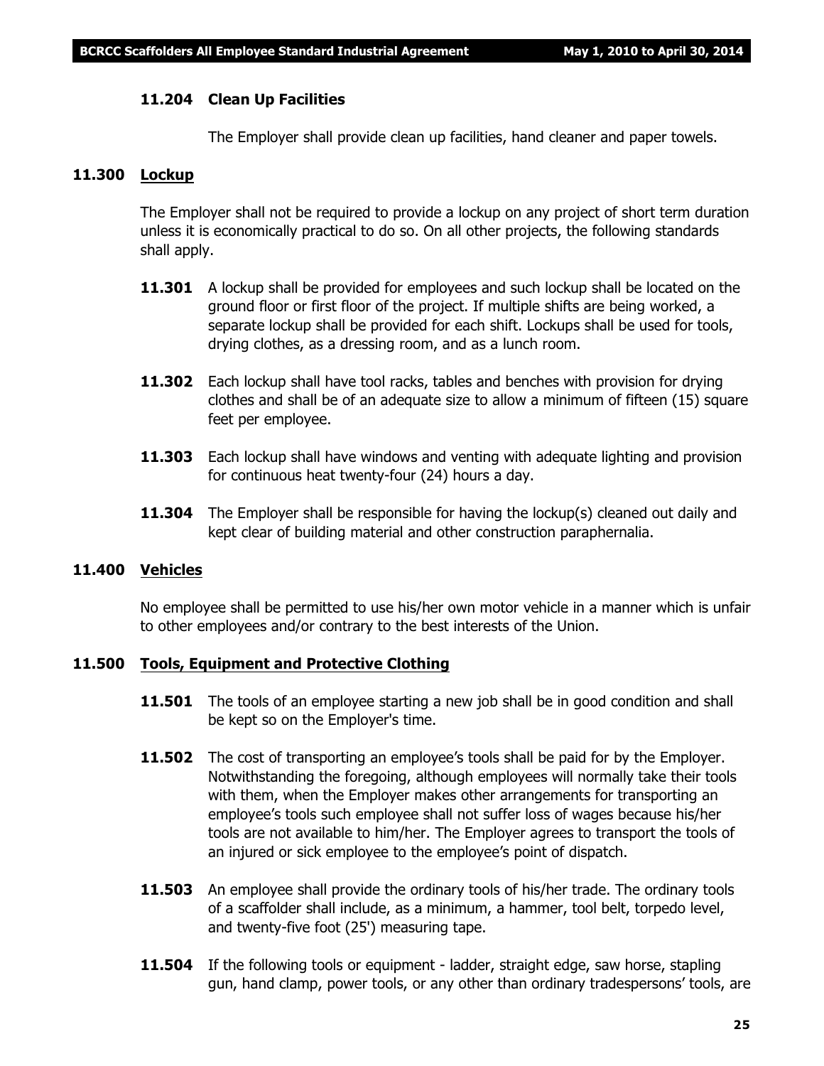**11.204 Clean Up Facilities**

The Employer shall provide clean up facilities, hand cleaner and paper towels.

**11.300 Lockup**

The Employer shall not be required to provide a lockup on any project of short term duration unless it is economically practical to do so. On all other projects, the following standards shall apply.

**11.301** A lockup shall be provided for employees and such lockup shall be located on the ground floor or first floor of the project. If multiple shifts are being worked, a separate lockup shall be provided for each shift. Lockups shall be used for tools, drying clothes, as a dressing room, and as a lunch room.

**11.302** Each lockup shall have tool racks, tables and benches with provision for drying clothes and shall be of an adequate size to allow a minimum of fifteen (15) square feet per employee.

**11.303** Each lockup shall have windows and venting with adequate lighting and provision for continuous heat twenty-four (24) hours a day.

**11.304** The Employer shall be responsible for having the lockup(s) cleaned out daily and kept clear of building material and other construction paraphernalia.

**11.400 Vehicles**

No employee shall be permitted to use his/her own motor vehicle in a manner which is unfair to other employees and/or contrary to the best interests of the Union.

**11.500 Tools, Equipment and Protective Clothing**

**11.501** The tools of an employee starting a new job shall be in good condition and shall be kept so on the Employer's time.

**11.502** The cost of transporting an employee's tools shall be paid for by the Employer. Notwithstanding the foregoing, although employees will normally take their tools with them, when the Employer makes other arrangements for transporting an employee's tools such employee shall not suffer loss of wages because his/her tools are not available to him/her. The Employer agrees to transport the tools of an injured or sick employee to the employee's point of dispatch.

**11.503** An employee shall provide the ordinary tools of his/her trade. The ordinary tools of a scaffolder shall include, as a minimum, a hammer, tool belt, torpedo level, and twenty-five foot (25') measuring tape.

**11.504** If the following tools or equipment - ladder, straight edge, saw horse, stapling gun, hand clamp, power tools, or any other than ordinary tradespersons' tools, are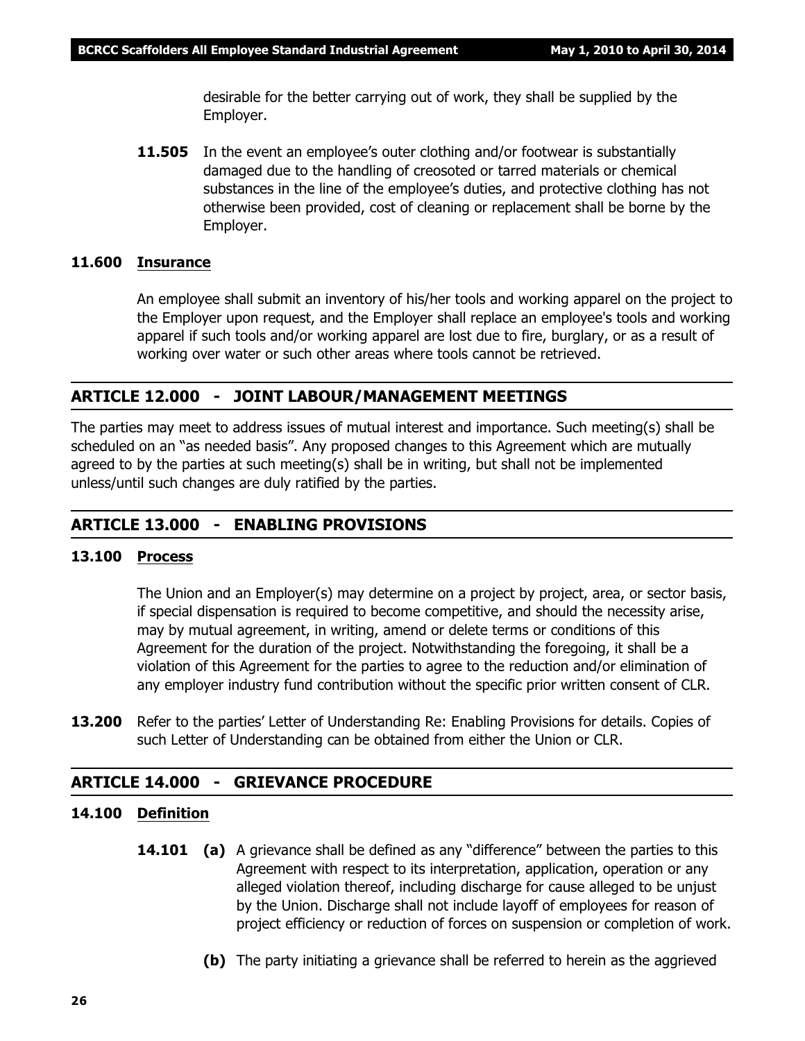desirable for the better carrying out of work, they shall be supplied by the Employer.

**11.505** In the event an employee's outer clothing and/or footwear is substantially damaged due to the handling of creosoted or tarred materials or chemical substances in the line of the employee's duties, and protective clothing has not otherwise been provided, cost of cleaning or replacement shall be borne by the Employer.

### 11.600 Insurance

An employee shall submit an inventory of his/her tools and working apparel on the project to the Employer upon request, and the Employer shall replace an employee's tools and working apparel if such tools and/or working apparel are lost due to fire, burglary, or as a result of working over water or such other areas where tools cannot be retrieved.

## ARTICLE 12.000 - JOINT LABOUR/MANAGEMENT MEETINGS

The parties may meet to address issues of mutual interest and importance. Such meeting(s) shall be scheduled on an "as needed basis". Any proposed changes to this Agreement which are mutually agreed to by the parties at such meeting(s) shall be in writing, but shall not be implemented unless/until such changes are duly ratified by the parties.

## ARTICLE 13.000 - ENABLING PROVISIONS

### 13.100 Process

The Union and an Employer(s) may determine on a project by project, area, or sector basis, if special dispensation is required to become competitive, and should the necessity arise, may by mutual agreement, in writing, amend or delete terms or conditions of this Agreement for the duration of the project. Notwithstanding the foregoing, it shall be a violation of this Agreement for the parties to agree to the reduction and/or elimination of any employer industry fund contribution without the specific prior written consent of CLR.

**13.200** Refer to the parties' Letter of Understanding Re: Enabling Provisions for details. Copies of such Letter of Understanding can be obtained from either the Union or CLR.

## ARTICLE 14.000 - GRIEVANCE PROCEDURE

### 14.100 Definition

**14.101** **(a)** A grievance shall be defined as any "difference" between the parties to this Agreement with respect to its interpretation, application, operation or any alleged violation thereof, including discharge for cause alleged to be unjust by the Union. Discharge shall not include layoff of employees for reason of project efficiency or reduction of forces on suspension or completion of work.

**(b)** The party initiating a grievance shall be referred to herein as the aggrieved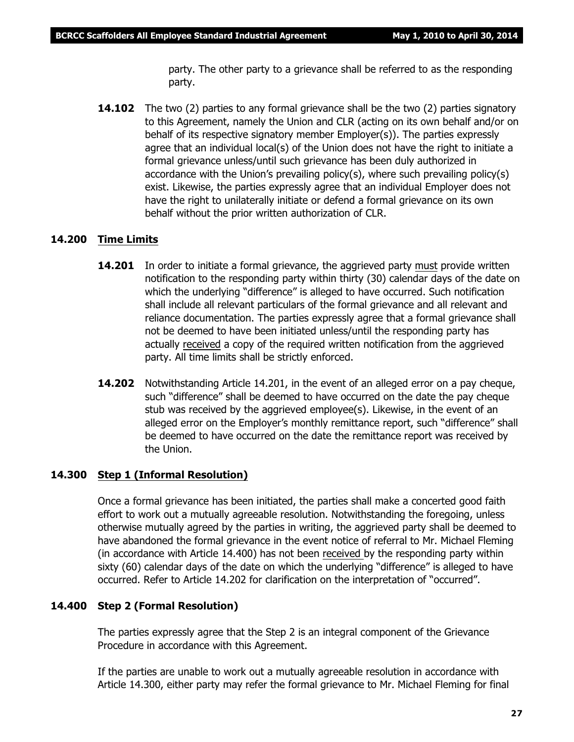party. The other party to a grievance shall be referred to as the responding party.

**14.102** The two (2) parties to any formal grievance shall be the two (2) parties signatory to this Agreement, namely the Union and CLR (acting on its own behalf and/or on behalf of its respective signatory member Employer(s)). The parties expressly agree that an individual local(s) of the Union does not have the right to initiate a formal grievance unless/until such grievance has been duly authorized in accordance with the Union's prevailing policy(s), where such prevailing policy(s) exist. Likewise, the parties expressly agree that an individual Employer does not have the right to unilaterally initiate or defend a formal grievance on its own behalf without the prior written authorization of CLR.

### 14.200 Time Limits

**14.201** In order to initiate a formal grievance, the aggrieved party must provide written notification to the responding party within thirty (30) calendar days of the date on which the underlying "difference" is alleged to have occurred. Such notification shall include all relevant particulars of the formal grievance and all relevant and reliance documentation. The parties expressly agree that a formal grievance shall not be deemed to have been initiated unless/until the responding party has actually received a copy of the required written notification from the aggrieved party. All time limits shall be strictly enforced.

**14.202** Notwithstanding Article 14.201, in the event of an alleged error on a pay cheque, such "difference" shall be deemed to have occurred on the date the pay cheque stub was received by the aggrieved employee(s). Likewise, in the event of an alleged error on the Employer's monthly remittance report, such "difference" shall be deemed to have occurred on the date the remittance report was received by the Union.

### 14.300 Step 1 (Informal Resolution)

Once a formal grievance has been initiated, the parties shall make a concerted good faith effort to work out a mutually agreeable resolution. Notwithstanding the foregoing, unless otherwise mutually agreed by the parties in writing, the aggrieved party shall be deemed to have abandoned the formal grievance in the event notice of referral to Mr. Michael Fleming (in accordance with Article 14.400) has not been received by the responding party within sixty (60) calendar days of the date on which the underlying "difference" is alleged to have occurred. Refer to Article 14.202 for clarification on the interpretation of "occurred".

### 14.400 Step 2 (Formal Resolution)

The parties expressly agree that the Step 2 is an integral component of the Grievance Procedure in accordance with this Agreement.

If the parties are unable to work out a mutually agreeable resolution in accordance with Article 14.300, either party may refer the formal grievance to Mr. Michael Fleming for final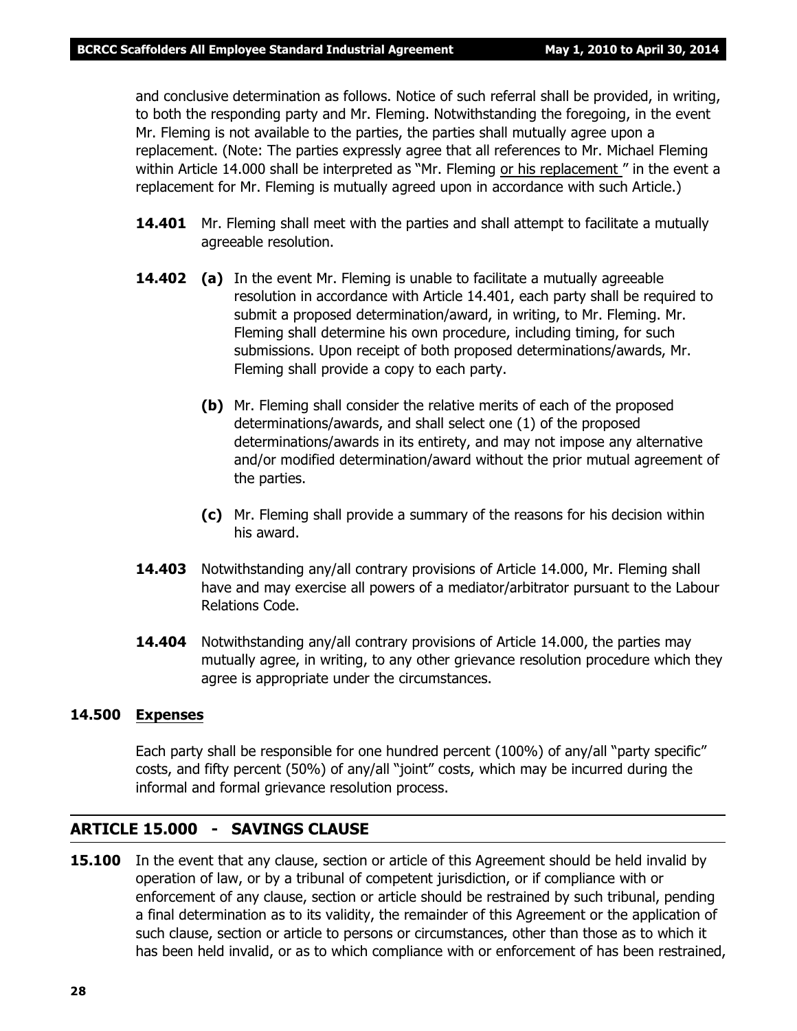and conclusive determination as follows. Notice of such referral shall be provided, in writing, to both the responding party and Mr. Fleming. Notwithstanding the foregoing, in the event Mr. Fleming is not available to the parties, the parties shall mutually agree upon a replacement. (Note: The parties expressly agree that all references to Mr. Michael Fleming within Article 14.000 shall be interpreted as "Mr. Fleming <u>or his replacement</u> " in the event a replacement for Mr. Fleming is mutually agreed upon in accordance with such Article.)

**14.401** Mr. Fleming shall meet with the parties and shall attempt to facilitate a mutually agreeable resolution.

**14.402** **(a)** In the event Mr. Fleming is unable to facilitate a mutually agreeable resolution in accordance with Article 14.401, each party shall be required to submit a proposed determination/award, in writing, to Mr. Fleming. Mr. Fleming shall determine his own procedure, including timing, for such submissions. Upon receipt of both proposed determinations/awards, Mr. Fleming shall provide a copy to each party.

**(b)** Mr. Fleming shall consider the relative merits of each of the proposed determinations/awards, and shall select one (1) of the proposed determinations/awards in its entirety, and may not impose any alternative and/or modified determination/award without the prior mutual agreement of the parties.

**(c)** Mr. Fleming shall provide a summary of the reasons for his decision within his award.

**14.403** Notwithstanding any/all contrary provisions of Article 14.000, Mr. Fleming shall have and may exercise all powers of a mediator/arbitrator pursuant to the Labour Relations Code.

**14.404** Notwithstanding any/all contrary provisions of Article 14.000, the parties may mutually agree, in writing, to any other grievance resolution procedure which they agree is appropriate under the circumstances.

**14.500** **<u>Expenses</u>**

Each party shall be responsible for one hundred percent (100%) of any/all "party specific" costs, and fifty percent (50%) of any/all "joint" costs, which may be incurred during the informal and formal grievance resolution process.

## ARTICLE 15.000 - SAVINGS CLAUSE

**15.100** In the event that any clause, section or article of this Agreement should be held invalid by operation of law, or by a tribunal of competent jurisdiction, or if compliance with or enforcement of any clause, section or article should be restrained by such tribunal, pending a final determination as to its validity, the remainder of this Agreement or the application of such clause, section or article to persons or circumstances, other than those as to which it has been held invalid, or as to which compliance with or enforcement of has been restrained,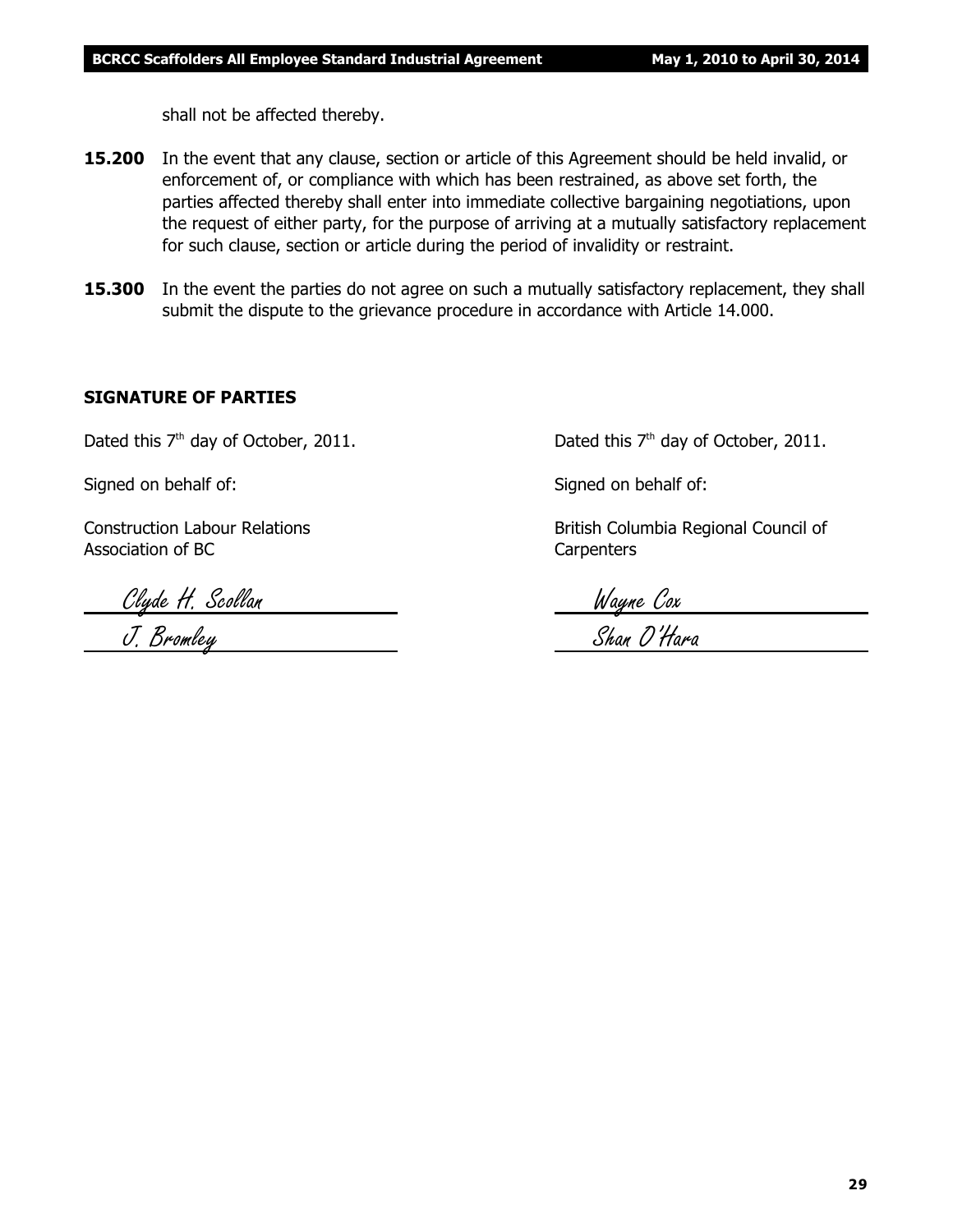shall not be affected thereby.

**15.200** In the event that any clause, section or article of this Agreement should be held invalid, or enforcement of, or compliance with which has been restrained, as above set forth, the parties affected thereby shall enter into immediate collective bargaining negotiations, upon the request of either party, for the purpose of arriving at a mutually satisfactory replacement for such clause, section or article during the period of invalidity or restraint.

**15.300** In the event the parties do not agree on such a mutually satisfactory replacement, they shall submit the dispute to the grievance procedure in accordance with Article 14.000.

**SIGNATURE OF PARTIES**

Dated this 7th day of October, 2011.

Signed on behalf of:

Construction Labour Relations Association of BC

*Clyde H. Scollan*

*J. Bromley*

Dated this 7th day of October, 2011.

Signed on behalf of:

British Columbia Regional Council of Carpenters

*Wayne Cox*

*Shan O'Hara*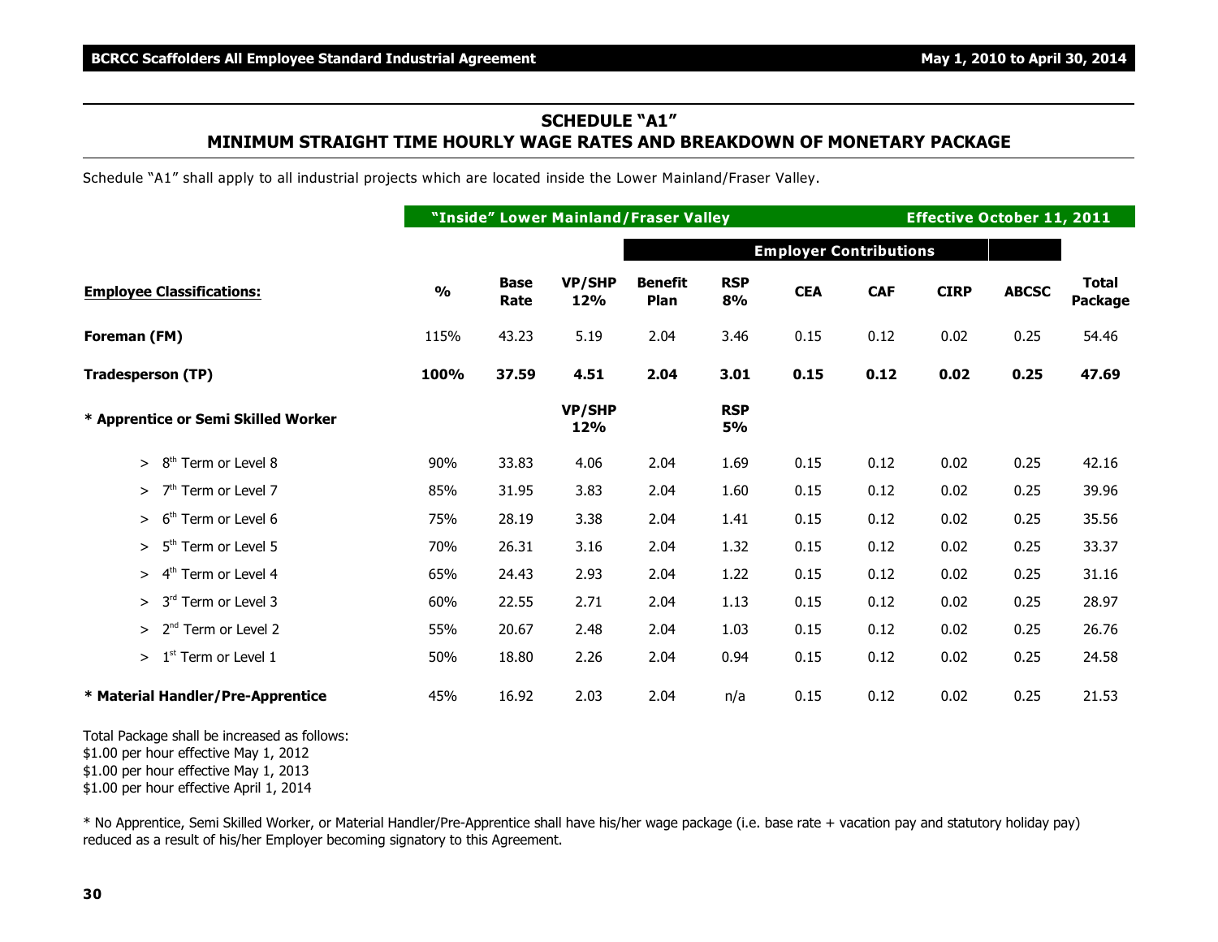## SCHEDULE "A1"
## MINIMUM STRAIGHT TIME HOURLY WAGE RATES AND BREAKDOWN OF MONETARY PACKAGE

Schedule "A1" shall apply to all industrial projects which are located inside the Lower Mainland/Fraser Valley.

| | "Inside" Lower Mainland/Fraser Valley | | | | | | | | | Effective October 11, 2011 |
|---|---|---|---|---|---|---|---|---|---|---|
| | | | | Employer Contributions | | | | | | |
| **Employee Classifications:** | **%** | **Base Rate** | **VP/SHP 12%** | **Benefit Plan** | **RSP 8%** | **CEA** | **CAF** | **CIRP** | **ABCSC** | **Total Package** |
| **Foreman (FM)** | 115% | 43.23 | 5.19 | 2.04 | 3.46 | 0.15 | 0.12 | 0.02 | 0.25 | 54.46 |
| **Tradesperson (TP)** | **100%** | **37.59** | **4.51** | **2.04** | **3.01** | **0.15** | **0.12** | **0.02** | **0.25** | **47.69** |
| **\* Apprentice or Semi Skilled Worker** | | | **VP/SHP 12%** | | **RSP 5%** | | | | | |
| > 8th Term or Level 8 | 90% | 33.83 | 4.06 | 2.04 | 1.69 | 0.15 | 0.12 | 0.02 | 0.25 | 42.16 |
| > 7th Term or Level 7 | 85% | 31.95 | 3.83 | 2.04 | 1.60 | 0.15 | 0.12 | 0.02 | 0.25 | 39.96 |
| > 6th Term or Level 6 | 75% | 28.19 | 3.38 | 2.04 | 1.41 | 0.15 | 0.12 | 0.02 | 0.25 | 35.56 |
| > 5th Term or Level 5 | 70% | 26.31 | 3.16 | 2.04 | 1.32 | 0.15 | 0.12 | 0.02 | 0.25 | 33.37 |
| > 4th Term or Level 4 | 65% | 24.43 | 2.93 | 2.04 | 1.22 | 0.15 | 0.12 | 0.02 | 0.25 | 31.16 |
| > 3rd Term or Level 3 | 60% | 22.55 | 2.71 | 2.04 | 1.13 | 0.15 | 0.12 | 0.02 | 0.25 | 28.97 |
| > 2nd Term or Level 2 | 55% | 20.67 | 2.48 | 2.04 | 1.03 | 0.15 | 0.12 | 0.02 | 0.25 | 26.76 |
| > 1st Term or Level 1 | 50% | 18.80 | 2.26 | 2.04 | 0.94 | 0.15 | 0.12 | 0.02 | 0.25 | 24.58 |
| **\* Material Handler/Pre-Apprentice** | 45% | 16.92 | 2.03 | 2.04 | n/a | 0.15 | 0.12 | 0.02 | 0.25 | 21.53 |

Total Package shall be increased as follows:
$1.00 per hour effective May 1, 2012
$1.00 per hour effective May 1, 2013
$1.00 per hour effective April 1, 2014

* No Apprentice, Semi Skilled Worker, or Material Handler/Pre-Apprentice shall have his/her wage package (i.e. base rate + vacation pay and statutory holiday pay) reduced as a result of his/her Employer becoming signatory to this Agreement.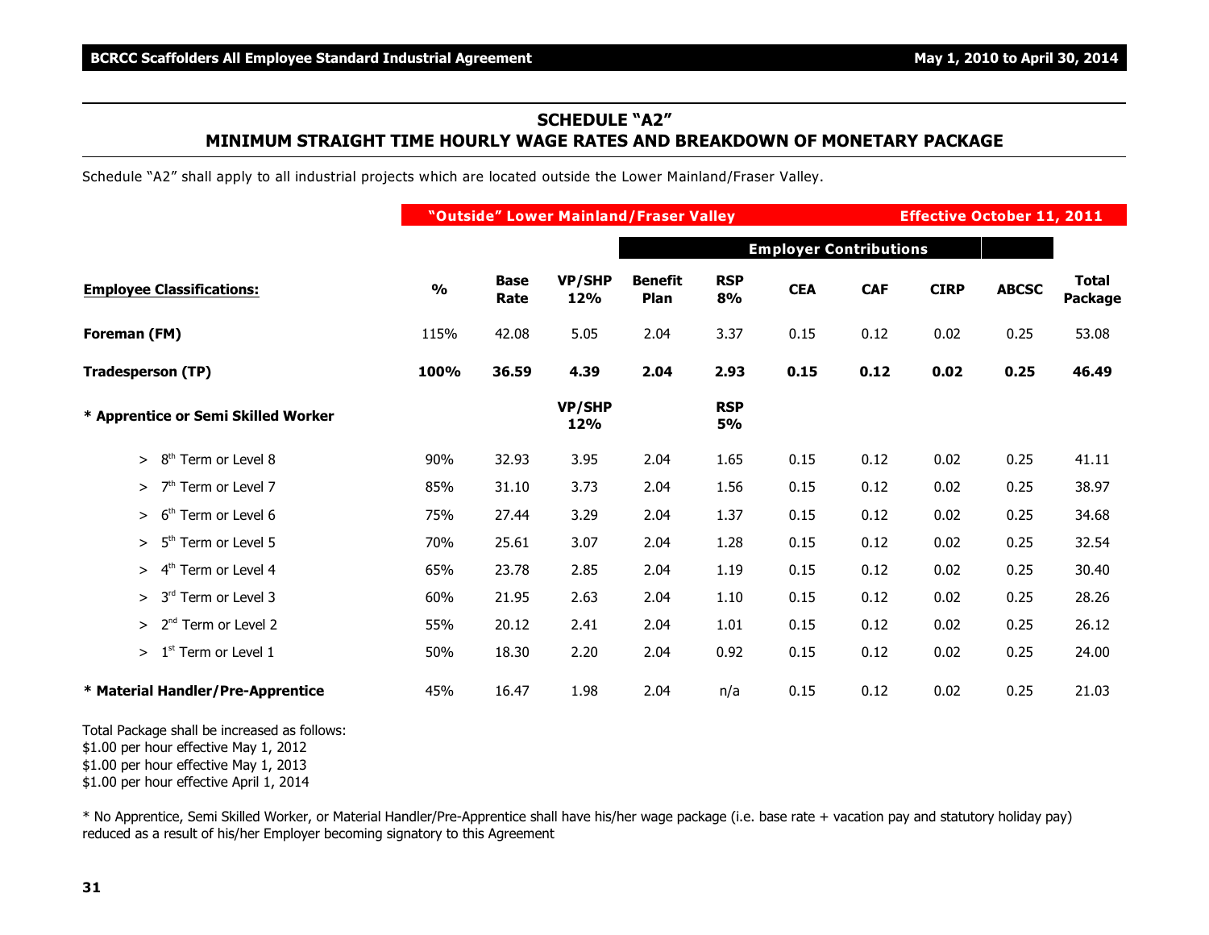## SCHEDULE "A2"
## MINIMUM STRAIGHT TIME HOURLY WAGE RATES AND BREAKDOWN OF MONETARY PACKAGE

Schedule "A2" shall apply to all industrial projects which are located outside the Lower Mainland/Fraser Valley.

| | **"Outside" Lower Mainland/Fraser Valley** | | | | | | | | **Effective October 11, 2011** | |
|---|---|---|---|---|---|---|---|---|---|---|
| | | | | **Employer Contributions** | | | | | | |
| **Employee Classifications:** | **%** | **Base Rate** | **VP/SHP 12%** | **Benefit Plan** | **RSP 8%** | **CEA** | **CAF** | **CIRP** | **ABCSC** | **Total Package** |
| **Foreman (FM)** | 115% | 42.08 | 5.05 | 2.04 | 3.37 | 0.15 | 0.12 | 0.02 | 0.25 | 53.08 |
| **Tradesperson (TP)** | **100%** | **36.59** | **4.39** | **2.04** | **2.93** | **0.15** | **0.12** | **0.02** | **0.25** | **46.49** |
| **\* Apprentice or Semi Skilled Worker** | | | **VP/SHP 12%** | | **RSP 5%** | | | | | |
| > 8th Term or Level 8 | 90% | 32.93 | 3.95 | 2.04 | 1.65 | 0.15 | 0.12 | 0.02 | 0.25 | 41.11 |
| > 7th Term or Level 7 | 85% | 31.10 | 3.73 | 2.04 | 1.56 | 0.15 | 0.12 | 0.02 | 0.25 | 38.97 |
| > 6th Term or Level 6 | 75% | 27.44 | 3.29 | 2.04 | 1.37 | 0.15 | 0.12 | 0.02 | 0.25 | 34.68 |
| > 5th Term or Level 5 | 70% | 25.61 | 3.07 | 2.04 | 1.28 | 0.15 | 0.12 | 0.02 | 0.25 | 32.54 |
| > 4th Term or Level 4 | 65% | 23.78 | 2.85 | 2.04 | 1.19 | 0.15 | 0.12 | 0.02 | 0.25 | 30.40 |
| > 3rd Term or Level 3 | 60% | 21.95 | 2.63 | 2.04 | 1.10 | 0.15 | 0.12 | 0.02 | 0.25 | 28.26 |
| > 2nd Term or Level 2 | 55% | 20.12 | 2.41 | 2.04 | 1.01 | 0.15 | 0.12 | 0.02 | 0.25 | 26.12 |
| > 1st Term or Level 1 | 50% | 18.30 | 2.20 | 2.04 | 0.92 | 0.15 | 0.12 | 0.02 | 0.25 | 24.00 |
| **\* Material Handler/Pre-Apprentice** | 45% | 16.47 | 1.98 | 2.04 | n/a | 0.15 | 0.12 | 0.02 | 0.25 | 21.03 |

Total Package shall be increased as follows:
$1.00 per hour effective May 1, 2012
$1.00 per hour effective May 1, 2013
$1.00 per hour effective April 1, 2014

\* No Apprentice, Semi Skilled Worker, or Material Handler/Pre-Apprentice shall have his/her wage package (i.e. base rate + vacation pay and statutory holiday pay) reduced as a result of his/her Employer becoming signatory to this Agreement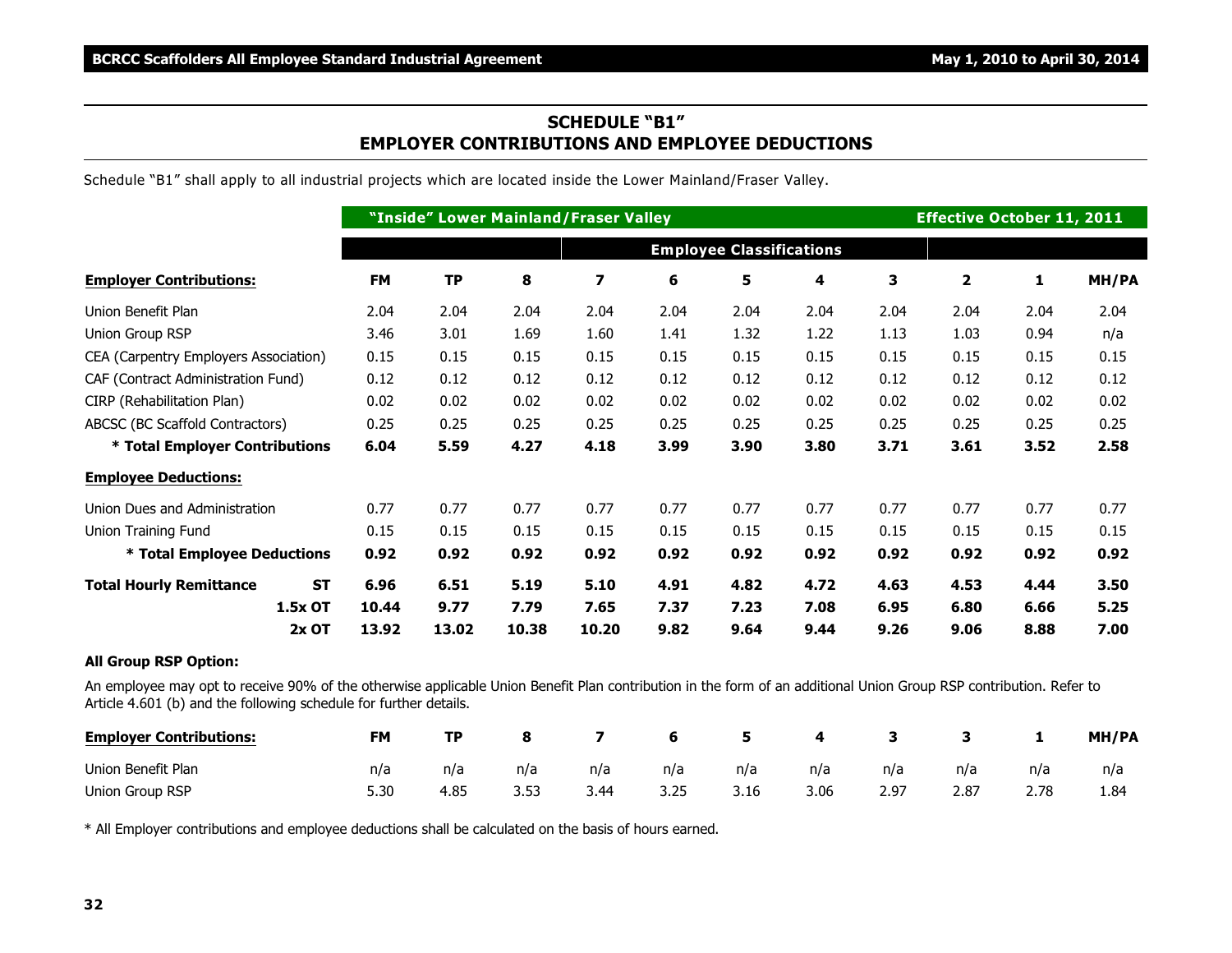## SCHEDULE "B1"
## EMPLOYER CONTRIBUTIONS AND EMPLOYEE DEDUCTIONS

Schedule "B1" shall apply to all industrial projects which are located inside the Lower Mainland/Fraser Valley.

| | | "Inside" Lower Mainland/Fraser Valley | | | | | | | | Effective October 11, 2011 | |
|---|---|---|---|---|---|---|---|---|---|---|---|
| | | | | Employee Classifications | | | | | | | |
| **Employer Contributions:** | **FM** | **TP** | **8** | **7** | **6** | **5** | **4** | **3** | **2** | **1** | **MH/PA** |
| Union Benefit Plan | 2.04 | 2.04 | 2.04 | 2.04 | 2.04 | 2.04 | 2.04 | 2.04 | 2.04 | 2.04 | 2.04 |
| Union Group RSP | 3.46 | 3.01 | 1.69 | 1.60 | 1.41 | 1.32 | 1.22 | 1.13 | 1.03 | 0.94 | n/a |
| CEA (Carpentry Employers Association) | 0.15 | 0.15 | 0.15 | 0.15 | 0.15 | 0.15 | 0.15 | 0.15 | 0.15 | 0.15 | 0.15 |
| CAF (Contract Administration Fund) | 0.12 | 0.12 | 0.12 | 0.12 | 0.12 | 0.12 | 0.12 | 0.12 | 0.12 | 0.12 | 0.12 |
| CIRP (Rehabilitation Plan) | 0.02 | 0.02 | 0.02 | 0.02 | 0.02 | 0.02 | 0.02 | 0.02 | 0.02 | 0.02 | 0.02 |
| ABCSC (BC Scaffold Contractors) | 0.25 | 0.25 | 0.25 | 0.25 | 0.25 | 0.25 | 0.25 | 0.25 | 0.25 | 0.25 | 0.25 |
| **\* Total Employer Contributions** | **6.04** | **5.59** | **4.27** | **4.18** | **3.99** | **3.90** | **3.80** | **3.71** | **3.61** | **3.52** | **2.58** |
| **Employee Deductions:** | | | | | | | | | | | |
| Union Dues and Administration | 0.77 | 0.77 | 0.77 | 0.77 | 0.77 | 0.77 | 0.77 | 0.77 | 0.77 | 0.77 | 0.77 |
| Union Training Fund | 0.15 | 0.15 | 0.15 | 0.15 | 0.15 | 0.15 | 0.15 | 0.15 | 0.15 | 0.15 | 0.15 |
| **\* Total Employee Deductions** | **0.92** | **0.92** | **0.92** | **0.92** | **0.92** | **0.92** | **0.92** | **0.92** | **0.92** | **0.92** | **0.92** |
| **Total Hourly Remittance ST** | **6.96** | **6.51** | **5.19** | **5.10** | **4.91** | **4.82** | **4.72** | **4.63** | **4.53** | **4.44** | **3.50** |
| **1.5x OT** | **10.44** | **9.77** | **7.79** | **7.65** | **7.37** | **7.23** | **7.08** | **6.95** | **6.80** | **6.66** | **5.25** |
| **2x OT** | **13.92** | **13.02** | **10.38** | **10.20** | **9.82** | **9.64** | **9.44** | **9.26** | **9.06** | **8.88** | **7.00** |

**All Group RSP Option:**

An employee may opt to receive 90% of the otherwise applicable Union Benefit Plan contribution in the form of an additional Union Group RSP contribution. Refer to Article 4.601 (b) and the following schedule for further details.

| **Employer Contributions:** | **FM** | **TP** | **8** | **7** | **6** | **5** | **4** | **3** | **3** | **1** | **MH/PA** |
|---|---|---|---|---|---|---|---|---|---|---|---|
| Union Benefit Plan | n/a | n/a | n/a | n/a | n/a | n/a | n/a | n/a | n/a | n/a | n/a |
| Union Group RSP | 5.30 | 4.85 | 3.53 | 3.44 | 3.25 | 3.16 | 3.06 | 2.97 | 2.87 | 2.78 | 1.84 |

\* All Employer contributions and employee deductions shall be calculated on the basis of hours earned.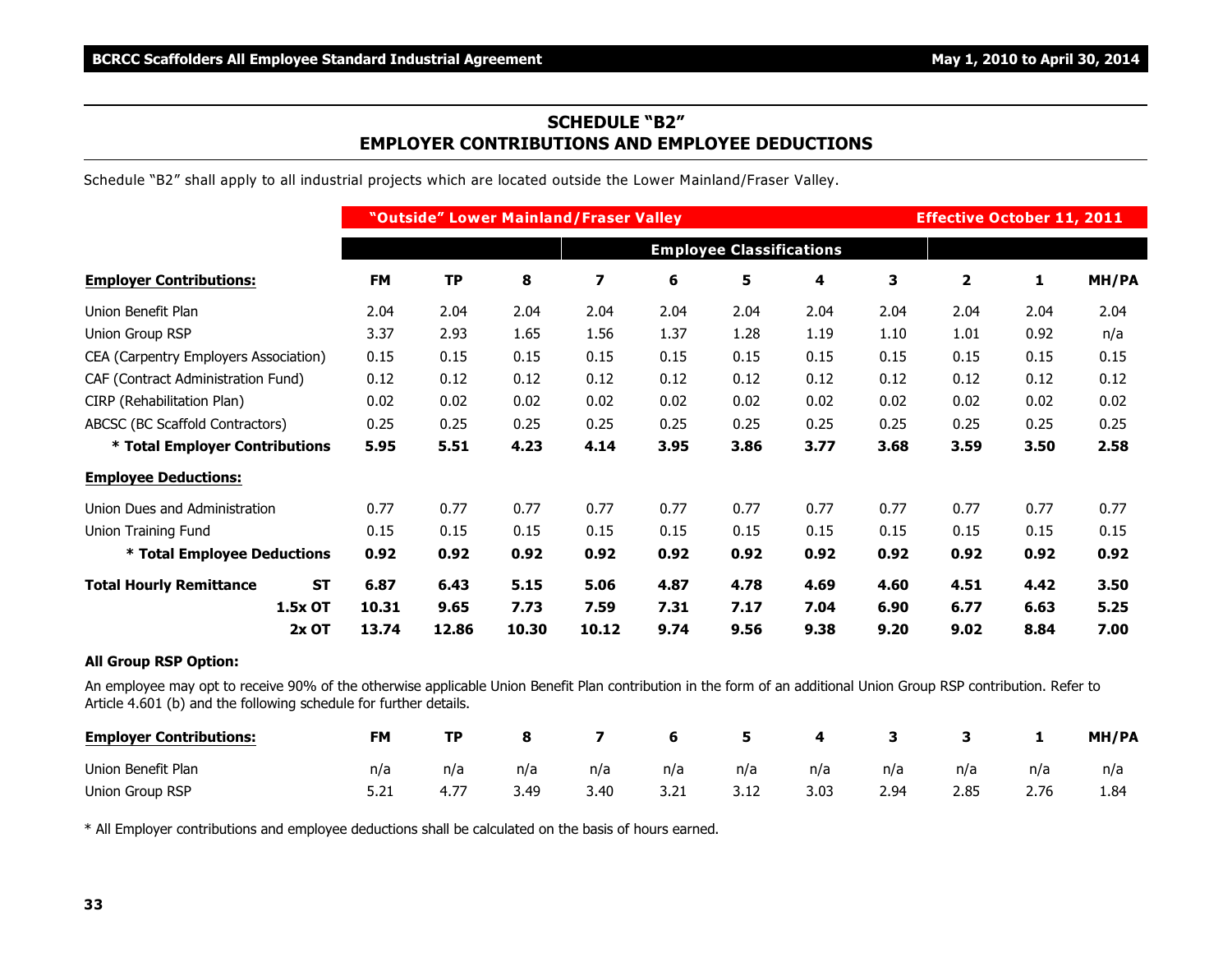## SCHEDULE "B2"
## EMPLOYER CONTRIBUTIONS AND EMPLOYEE DEDUCTIONS

Schedule "B2" shall apply to all industrial projects which are located outside the Lower Mainland/Fraser Valley.

| | "Outside" Lower Mainland/Fraser Valley | | | | | | | | Effective October 11, 2011 | | |
|---|---|---|---|---|---|---|---|---|---|---|---|
| | | | | Employee Classifications | | | | | | | |
| **Employer Contributions:** | **FM** | **TP** | **8** | **7** | **6** | **5** | **4** | **3** | **2** | **1** | **MH/PA** |
| Union Benefit Plan | 2.04 | 2.04 | 2.04 | 2.04 | 2.04 | 2.04 | 2.04 | 2.04 | 2.04 | 2.04 | 2.04 |
| Union Group RSP | 3.37 | 2.93 | 1.65 | 1.56 | 1.37 | 1.28 | 1.19 | 1.10 | 1.01 | 0.92 | n/a |
| CEA (Carpentry Employers Association) | 0.15 | 0.15 | 0.15 | 0.15 | 0.15 | 0.15 | 0.15 | 0.15 | 0.15 | 0.15 | 0.15 |
| CAF (Contract Administration Fund) | 0.12 | 0.12 | 0.12 | 0.12 | 0.12 | 0.12 | 0.12 | 0.12 | 0.12 | 0.12 | 0.12 |
| CIRP (Rehabilitation Plan) | 0.02 | 0.02 | 0.02 | 0.02 | 0.02 | 0.02 | 0.02 | 0.02 | 0.02 | 0.02 | 0.02 |
| ABCSC (BC Scaffold Contractors) | 0.25 | 0.25 | 0.25 | 0.25 | 0.25 | 0.25 | 0.25 | 0.25 | 0.25 | 0.25 | 0.25 |
| **\* Total Employer Contributions** | **5.95** | **5.51** | **4.23** | **4.14** | **3.95** | **3.86** | **3.77** | **3.68** | **3.59** | **3.50** | **2.58** |
| **Employee Deductions:** | | | | | | | | | | | |
| Union Dues and Administration | 0.77 | 0.77 | 0.77 | 0.77 | 0.77 | 0.77 | 0.77 | 0.77 | 0.77 | 0.77 | 0.77 |
| Union Training Fund | 0.15 | 0.15 | 0.15 | 0.15 | 0.15 | 0.15 | 0.15 | 0.15 | 0.15 | 0.15 | 0.15 |
| **\* Total Employee Deductions** | **0.92** | **0.92** | **0.92** | **0.92** | **0.92** | **0.92** | **0.92** | **0.92** | **0.92** | **0.92** | **0.92** |
| **Total Hourly Remittance ST** | **6.87** | **6.43** | **5.15** | **5.06** | **4.87** | **4.78** | **4.69** | **4.60** | **4.51** | **4.42** | **3.50** |
| **1.5x OT** | **10.31** | **9.65** | **7.73** | **7.59** | **7.31** | **7.17** | **7.04** | **6.90** | **6.77** | **6.63** | **5.25** |
| **2x OT** | **13.74** | **12.86** | **10.30** | **10.12** | **9.74** | **9.56** | **9.38** | **9.20** | **9.02** | **8.84** | **7.00** |

**All Group RSP Option:**

An employee may opt to receive 90% of the otherwise applicable Union Benefit Plan contribution in the form of an additional Union Group RSP contribution. Refer to Article 4.601 (b) and the following schedule for further details.

| **Employer Contributions:** | **FM** | **TP** | **8** | **7** | **6** | **5** | **4** | **3** | **3** | **1** | **MH/PA** |
|---|---|---|---|---|---|---|---|---|---|---|---|
| Union Benefit Plan | n/a | n/a | n/a | n/a | n/a | n/a | n/a | n/a | n/a | n/a | n/a |
| Union Group RSP | 5.21 | 4.77 | 3.49 | 3.40 | 3.21 | 3.12 | 3.03 | 2.94 | 2.85 | 2.76 | 1.84 |

\* All Employer contributions and employee deductions shall be calculated on the basis of hours earned.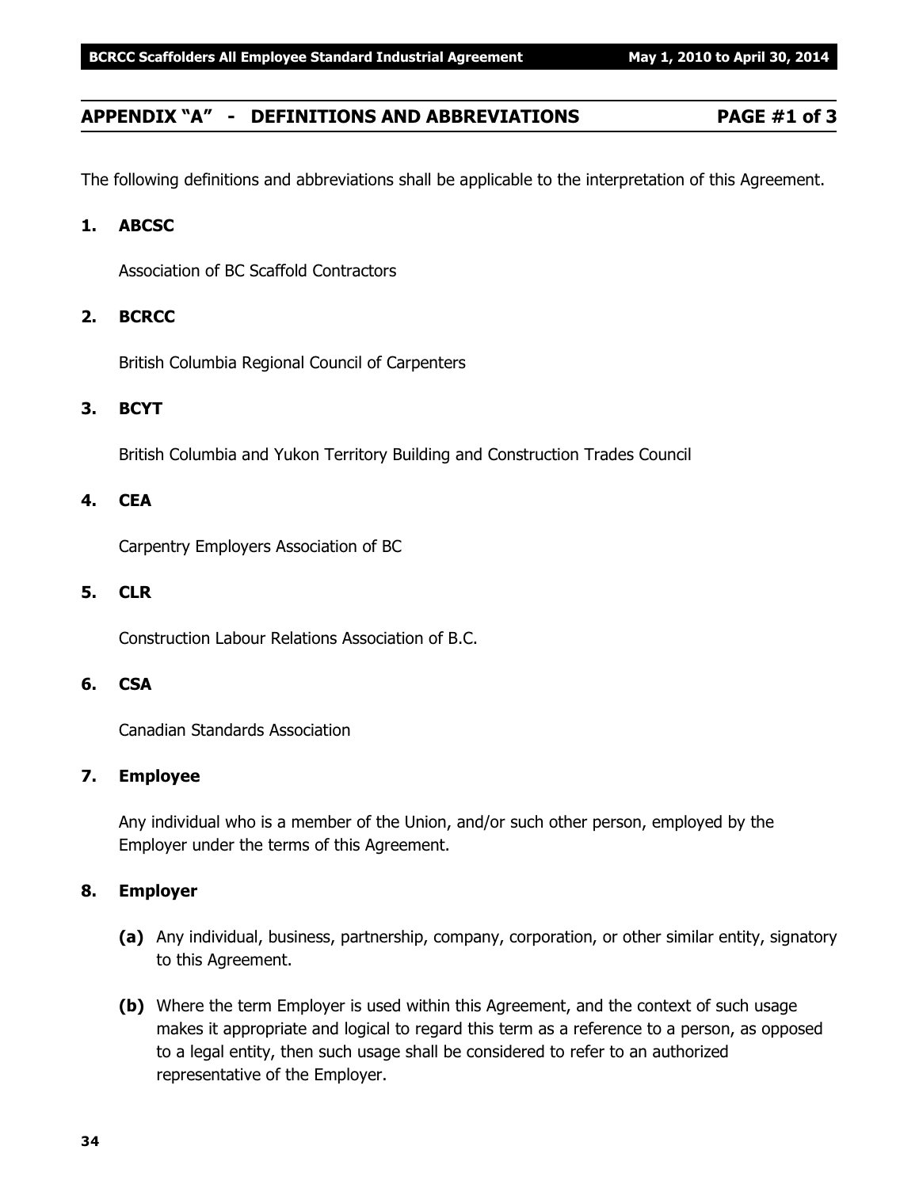## APPENDIX "A" - DEFINITIONS AND ABBREVIATIONS PAGE #1 of 3

The following definitions and abbreviations shall be applicable to the interpretation of this Agreement.

**1. ABCSC**

Association of BC Scaffold Contractors

**2. BCRCC**

British Columbia Regional Council of Carpenters

**3. BCYT**

British Columbia and Yukon Territory Building and Construction Trades Council

**4. CEA**

Carpentry Employers Association of BC

**5. CLR**

Construction Labour Relations Association of B.C.

**6. CSA**

Canadian Standards Association

**7. Employee**

Any individual who is a member of the Union, and/or such other person, employed by the Employer under the terms of this Agreement.

**8. Employer**

**(a)** Any individual, business, partnership, company, corporation, or other similar entity, signatory to this Agreement.

**(b)** Where the term Employer is used within this Agreement, and the context of such usage makes it appropriate and logical to regard this term as a reference to a person, as opposed to a legal entity, then such usage shall be considered to refer to an authorized representative of the Employer.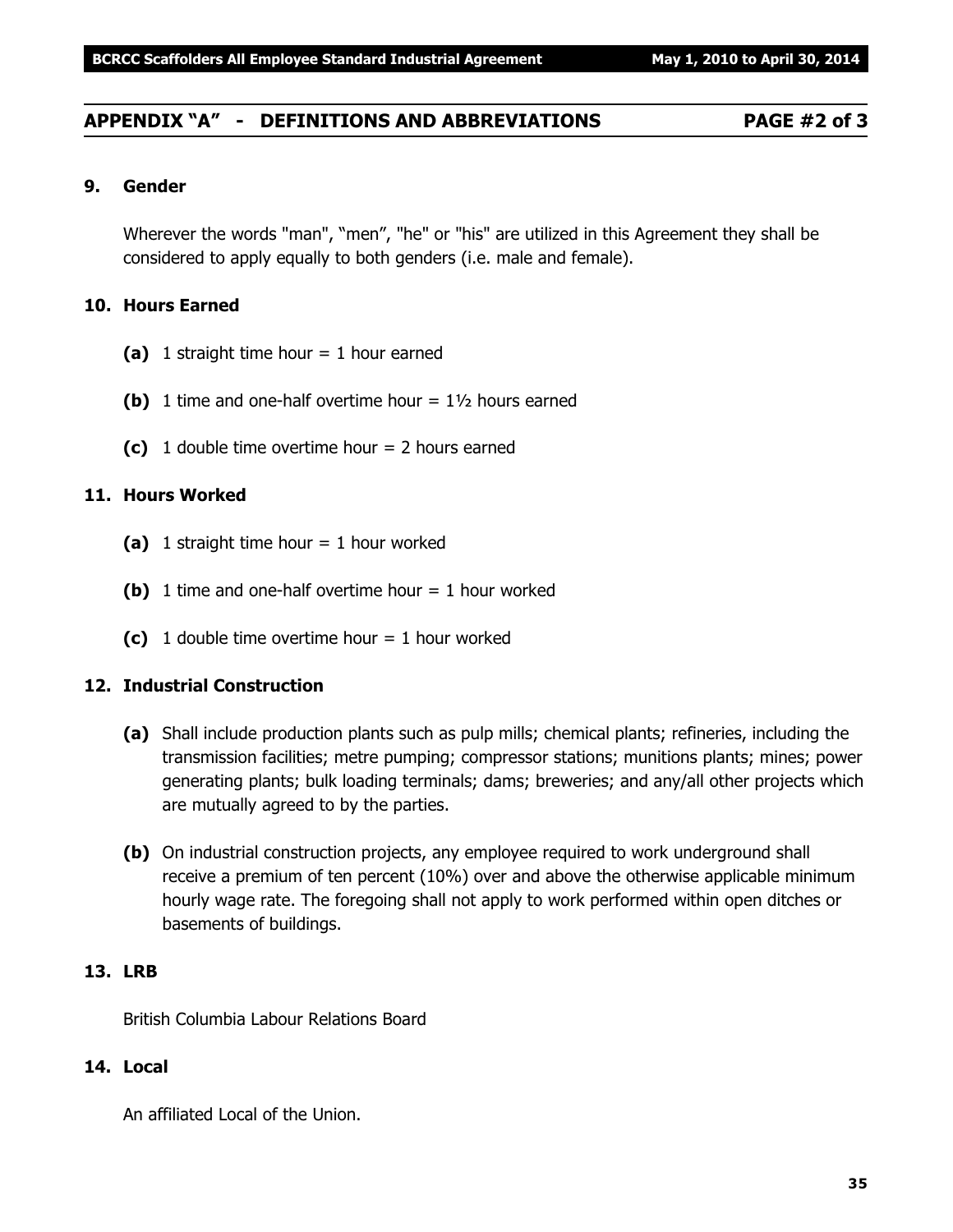## APPENDIX "A" - DEFINITIONS AND ABBREVIATIONS PAGE #2 of 3

**9. Gender**

Wherever the words "man", "men", "he" or "his" are utilized in this Agreement they shall be considered to apply equally to both genders (i.e. male and female).

**10. Hours Earned**

- **(a)** 1 straight time hour = 1 hour earned
- **(b)** 1 time and one-half overtime hour = 1½ hours earned
- **(c)** 1 double time overtime hour = 2 hours earned

**11. Hours Worked**

- **(a)** 1 straight time hour = 1 hour worked
- **(b)** 1 time and one-half overtime hour = 1 hour worked
- **(c)** 1 double time overtime hour = 1 hour worked

**12. Industrial Construction**

- **(a)** Shall include production plants such as pulp mills; chemical plants; refineries, including the transmission facilities; metre pumping; compressor stations; munitions plants; mines; power generating plants; bulk loading terminals; dams; breweries; and any/all other projects which are mutually agreed to by the parties.
- **(b)** On industrial construction projects, any employee required to work underground shall receive a premium of ten percent (10%) over and above the otherwise applicable minimum hourly wage rate. The foregoing shall not apply to work performed within open ditches or basements of buildings.

**13. LRB**

British Columbia Labour Relations Board

**14. Local**

An affiliated Local of the Union.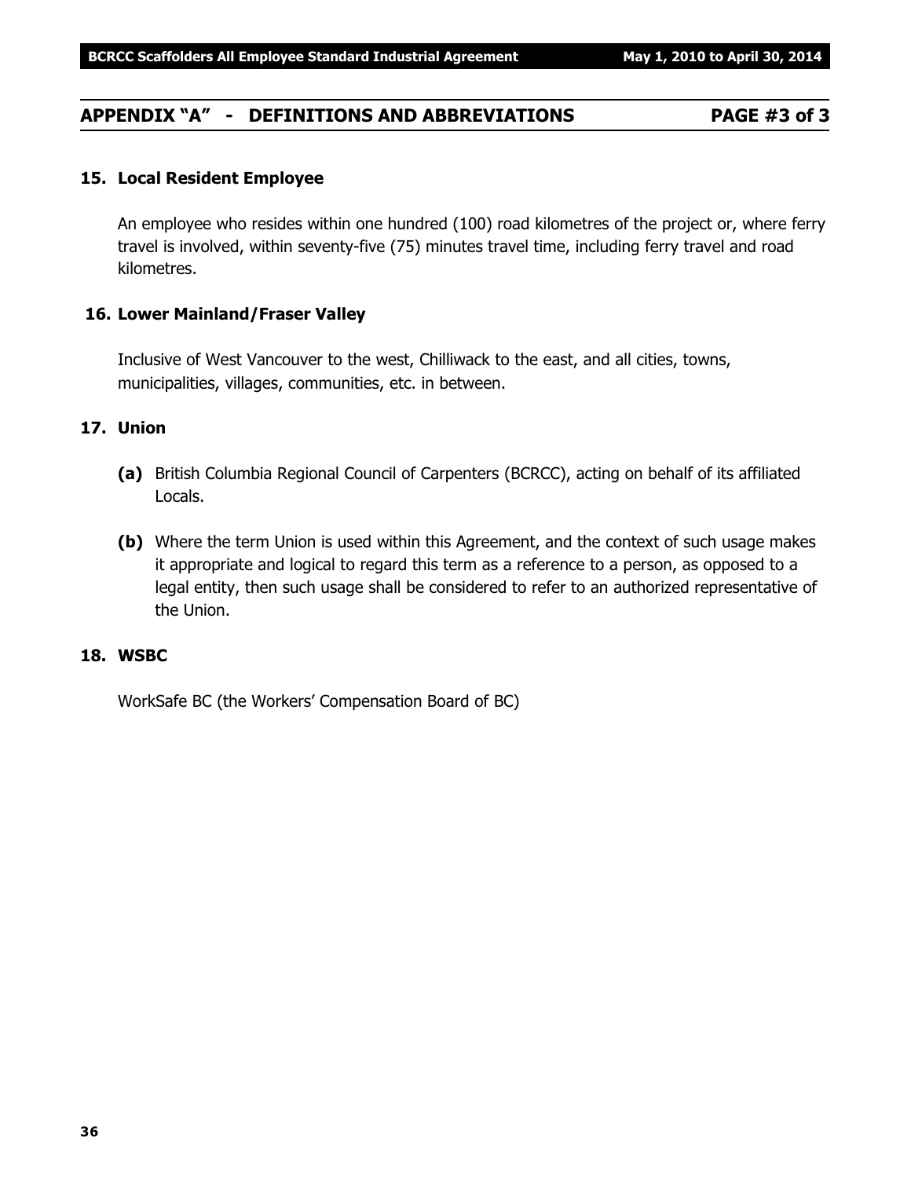## APPENDIX "A" - DEFINITIONS AND ABBREVIATIONS PAGE #3 of 3

### 15. Local Resident Employee

An employee who resides within one hundred (100) road kilometres of the project or, where ferry travel is involved, within seventy-five (75) minutes travel time, including ferry travel and road kilometres.

### 16. Lower Mainland/Fraser Valley

Inclusive of West Vancouver to the west, Chilliwack to the east, and all cities, towns, municipalities, villages, communities, etc. in between.

### 17. Union

**(a)** British Columbia Regional Council of Carpenters (BCRCC), acting on behalf of its affiliated Locals.

**(b)** Where the term Union is used within this Agreement, and the context of such usage makes it appropriate and logical to regard this term as a reference to a person, as opposed to a legal entity, then such usage shall be considered to refer to an authorized representative of the Union.

### 18. WSBC

WorkSafe BC (the Workers' Compensation Board of BC)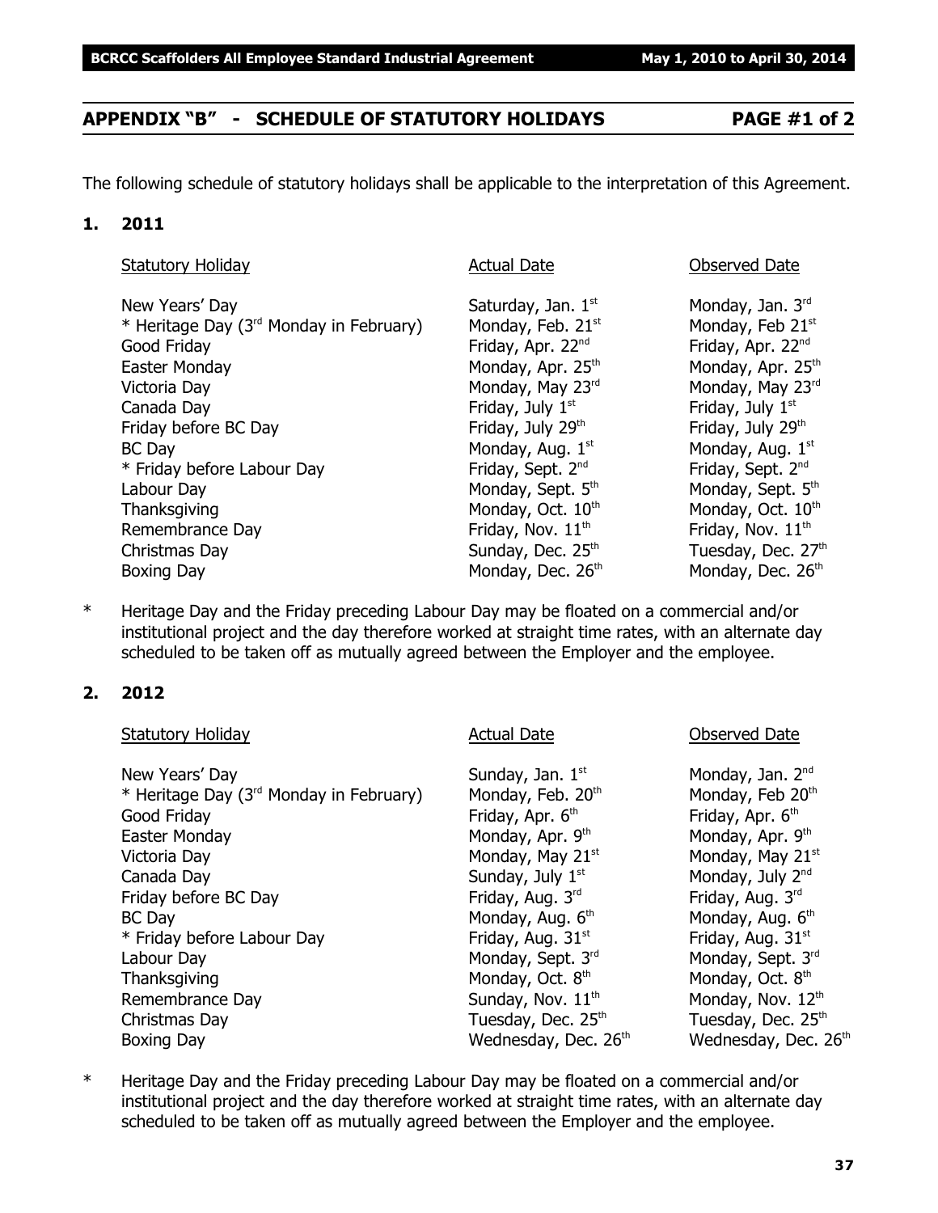## APPENDIX "B" - SCHEDULE OF STATUTORY HOLIDAYS PAGE #1 of 2

The following schedule of statutory holidays shall be applicable to the interpretation of this Agreement.

**1. 2011**

| Statutory Holiday | Actual Date | Observed Date |
|---|---|---|
| New Years' Day | Saturday, Jan. 1st | Monday, Jan. 3rd |
| * Heritage Day (3rd Monday in February) | Monday, Feb. 21st | Monday, Feb 21st |
| Good Friday | Friday, Apr. 22nd | Friday, Apr. 22nd |
| Easter Monday | Monday, Apr. 25th | Monday, Apr. 25th |
| Victoria Day | Monday, May 23rd | Monday, May 23rd |
| Canada Day | Friday, July 1st | Friday, July 1st |
| Friday before BC Day | Friday, July 29th | Friday, July 29th |
| BC Day | Monday, Aug. 1st | Monday, Aug. 1st |
| * Friday before Labour Day | Friday, Sept. 2nd | Friday, Sept. 2nd |
| Labour Day | Monday, Sept. 5th | Monday, Sept. 5th |
| Thanksgiving | Monday, Oct. 10th | Monday, Oct. 10th |
| Remembrance Day | Friday, Nov. 11th | Friday, Nov. 11th |
| Christmas Day | Sunday, Dec. 25th | Tuesday, Dec. 27th |
| Boxing Day | Monday, Dec. 26th | Monday, Dec. 26th |

\* Heritage Day and the Friday preceding Labour Day may be floated on a commercial and/or institutional project and the day therefore worked at straight time rates, with an alternate day scheduled to be taken off as mutually agreed between the Employer and the employee.

**2. 2012**

| Statutory Holiday | Actual Date | Observed Date |
|---|---|---|
| New Years' Day | Sunday, Jan. 1st | Monday, Jan. 2nd |
| * Heritage Day (3rd Monday in February) | Monday, Feb. 20th | Monday, Feb 20th |
| Good Friday | Friday, Apr. 6th | Friday, Apr. 6th |
| Easter Monday | Monday, Apr. 9th | Monday, Apr. 9th |
| Victoria Day | Monday, May 21st | Monday, May 21st |
| Canada Day | Sunday, July 1st | Monday, July 2nd |
| Friday before BC Day | Friday, Aug. 3rd | Friday, Aug. 3rd |
| BC Day | Monday, Aug. 6th | Monday, Aug. 6th |
| * Friday before Labour Day | Friday, Aug. 31st | Friday, Aug. 31st |
| Labour Day | Monday, Sept. 3rd | Monday, Sept. 3rd |
| Thanksgiving | Monday, Oct. 8th | Monday, Oct. 8th |
| Remembrance Day | Sunday, Nov. 11th | Monday, Nov. 12th |
| Christmas Day | Tuesday, Dec. 25th | Tuesday, Dec. 25th |
| Boxing Day | Wednesday, Dec. 26th | Wednesday, Dec. 26th |

\* Heritage Day and the Friday preceding Labour Day may be floated on a commercial and/or institutional project and the day therefore worked at straight time rates, with an alternate day scheduled to be taken off as mutually agreed between the Employer and the employee.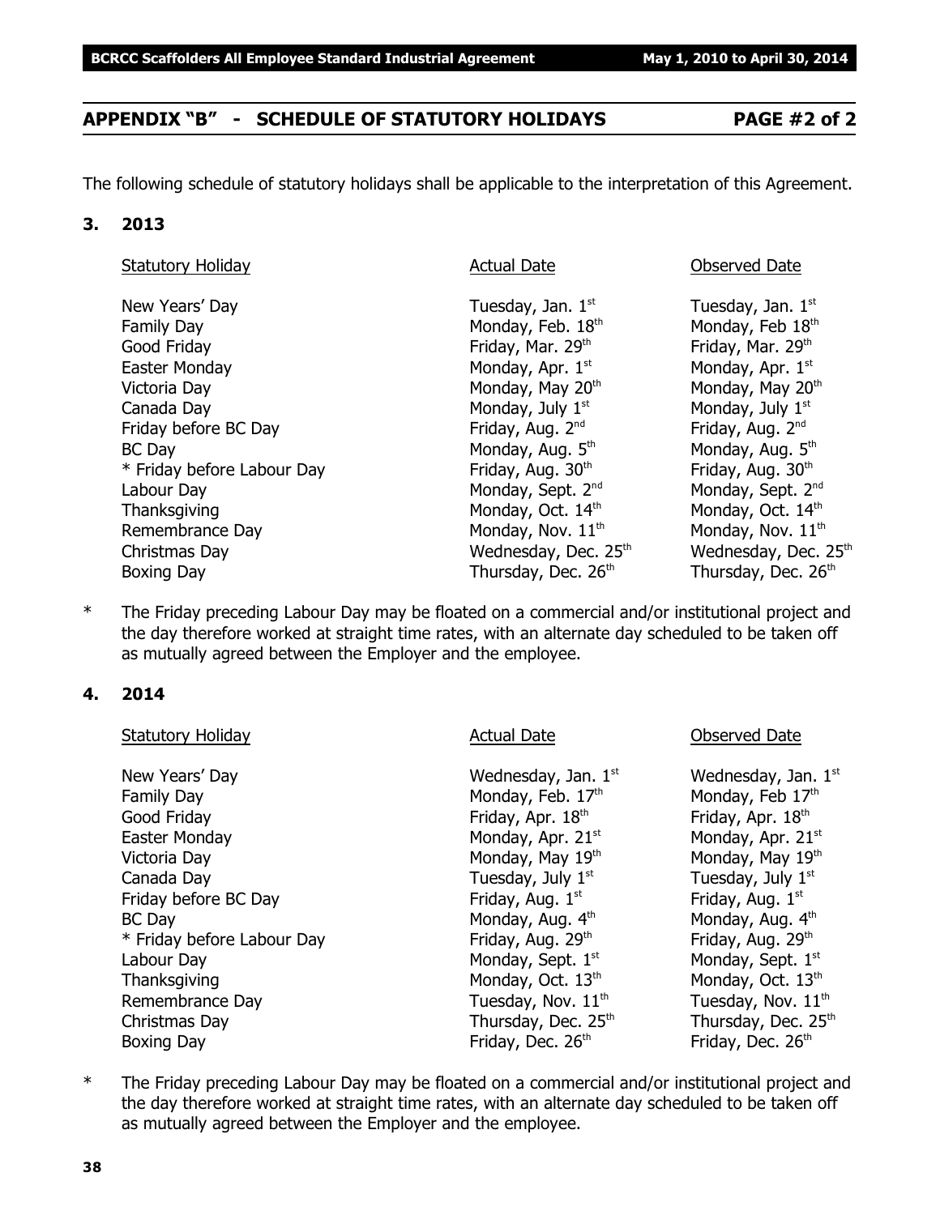## APPENDIX "B" - SCHEDULE OF STATUTORY HOLIDAYS PAGE #2 of 2

The following schedule of statutory holidays shall be applicable to the interpretation of this Agreement.

### 3. 2013

| Statutory Holiday | Actual Date | Observed Date |
|---|---|---|
| New Years' Day | Tuesday, Jan. 1st | Tuesday, Jan. 1st |
| Family Day | Monday, Feb. 18th | Monday, Feb 18th |
| Good Friday | Friday, Mar. 29th | Friday, Mar. 29th |
| Easter Monday | Monday, Apr. 1st | Monday, Apr. 1st |
| Victoria Day | Monday, May 20th | Monday, May 20th |
| Canada Day | Monday, July 1st | Monday, July 1st |
| Friday before BC Day | Friday, Aug. 2nd | Friday, Aug. 2nd |
| BC Day | Monday, Aug. 5th | Monday, Aug. 5th |
| * Friday before Labour Day | Friday, Aug. 30th | Friday, Aug. 30th |
| Labour Day | Monday, Sept. 2nd | Monday, Sept. 2nd |
| Thanksgiving | Monday, Oct. 14th | Monday, Oct. 14th |
| Remembrance Day | Monday, Nov. 11th | Monday, Nov. 11th |
| Christmas Day | Wednesday, Dec. 25th | Wednesday, Dec. 25th |
| Boxing Day | Thursday, Dec. 26th | Thursday, Dec. 26th |

* The Friday preceding Labour Day may be floated on a commercial and/or institutional project and the day therefore worked at straight time rates, with an alternate day scheduled to be taken off as mutually agreed between the Employer and the employee.

### 4. 2014

| Statutory Holiday | Actual Date | Observed Date |
|---|---|---|
| New Years' Day | Wednesday, Jan. 1st | Wednesday, Jan. 1st |
| Family Day | Monday, Feb. 17th | Monday, Feb 17th |
| Good Friday | Friday, Apr. 18th | Friday, Apr. 18th |
| Easter Monday | Monday, Apr. 21st | Monday, Apr. 21st |
| Victoria Day | Monday, May 19th | Monday, May 19th |
| Canada Day | Tuesday, July 1st | Tuesday, July 1st |
| Friday before BC Day | Friday, Aug. 1st | Friday, Aug. 1st |
| BC Day | Monday, Aug. 4th | Monday, Aug. 4th |
| * Friday before Labour Day | Friday, Aug. 29th | Friday, Aug. 29th |
| Labour Day | Monday, Sept. 1st | Monday, Sept. 1st |
| Thanksgiving | Monday, Oct. 13th | Monday, Oct. 13th |
| Remembrance Day | Tuesday, Nov. 11th | Tuesday, Nov. 11th |
| Christmas Day | Thursday, Dec. 25th | Thursday, Dec. 25th |
| Boxing Day | Friday, Dec. 26th | Friday, Dec. 26th |

* The Friday preceding Labour Day may be floated on a commercial and/or institutional project and the day therefore worked at straight time rates, with an alternate day scheduled to be taken off as mutually agreed between the Employer and the employee.